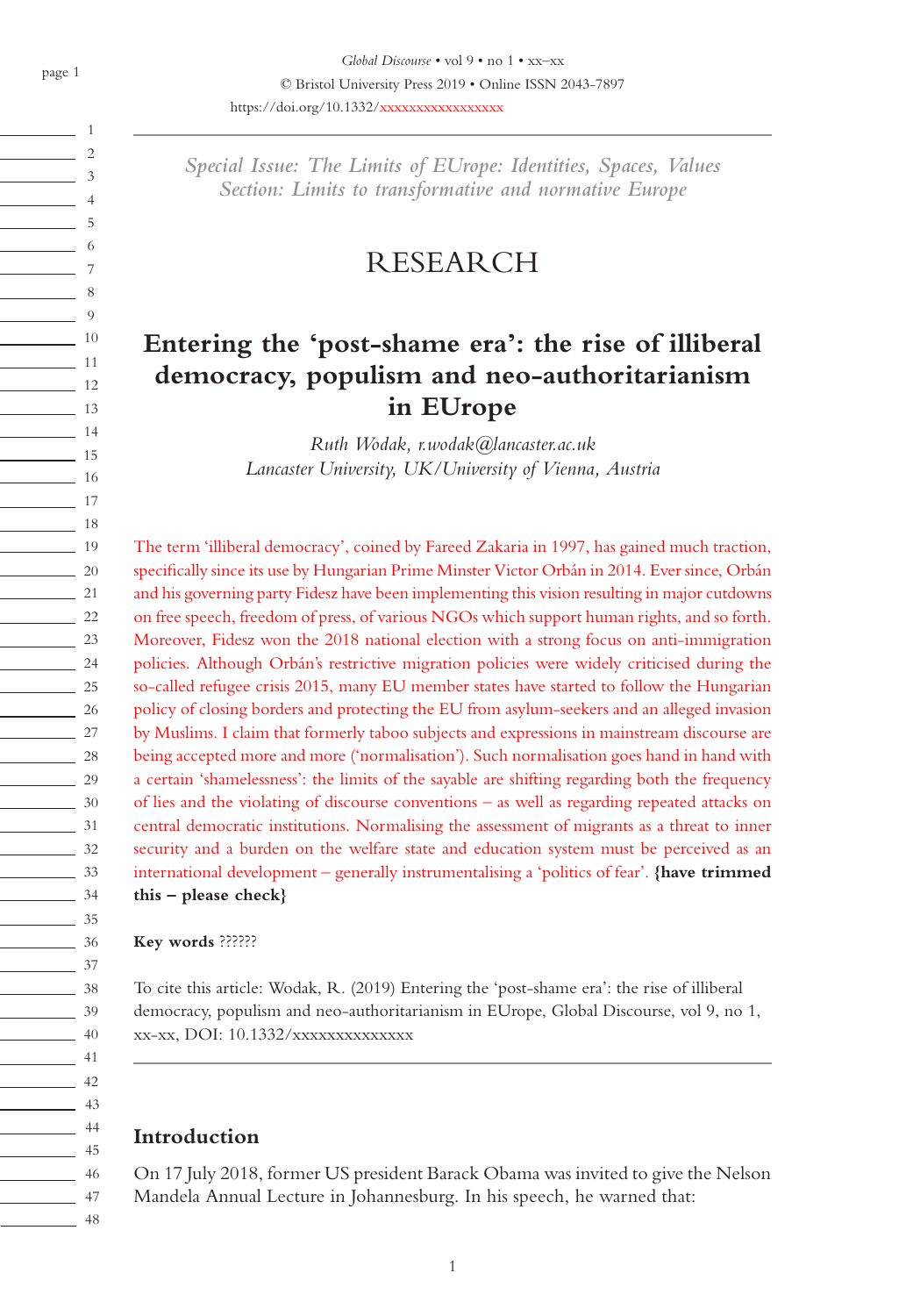*Special Issue: The Limits of EUrope: Identities, Spaces, Values*
*Section: Limits to transformative and normative Europe*

RESEARCH

# Entering the 'post-shame era': the rise of illiberal democracy, populism and neo-authoritarianism in EUrope

*Ruth Wodak, r.wodak@lancaster.ac.uk*
*Lancaster University, UK/University of Vienna, Austria*

The term 'illiberal democracy', coined by Fareed Zakaria in 1997, has gained much traction, specifically since its use by Hungarian Prime Minster Victor Orbán in 2014. Ever since, Orbán and his governing party Fidesz have been implementing this vision resulting in major cutdowns on free speech, freedom of press, of various NGOs which support human rights, and so forth. Moreover, Fidesz won the 2018 national election with a strong focus on anti-immigration policies. Although Orbán's restrictive migration policies were widely criticised during the so-called refugee crisis 2015, many EU member states have started to follow the Hungarian policy of closing borders and protecting the EU from asylum-seekers and an alleged invasion by Muslims. I claim that formerly taboo subjects and expressions in mainstream discourse are being accepted more and more ('normalisation'). Such normalisation goes hand in hand with a certain 'shamelessness': the limits of the sayable are shifting regarding both the frequency of lies and the violating of discourse conventions – as well as regarding repeated attacks on central democratic institutions. Normalising the assessment of migrants as a threat to inner security and a burden on the welfare state and education system must be perceived as an international development – generally instrumentalising a 'politics of fear'. **{have trimmed this – please check}**

**Key words** ??????

To cite this article: Wodak, R. (2019) Entering the 'post-shame era': the rise of illiberal democracy, populism and neo-authoritarianism in EUrope, Global Discourse, vol 9, no 1, xx-xx, DOI: 10.1332/xxxxxxxxxxxxxx

## Introduction

On 17 July 2018, former US president Barack Obama was invited to give the Nelson Mandela Annual Lecture in Johannesburg. In his speech, he warned that: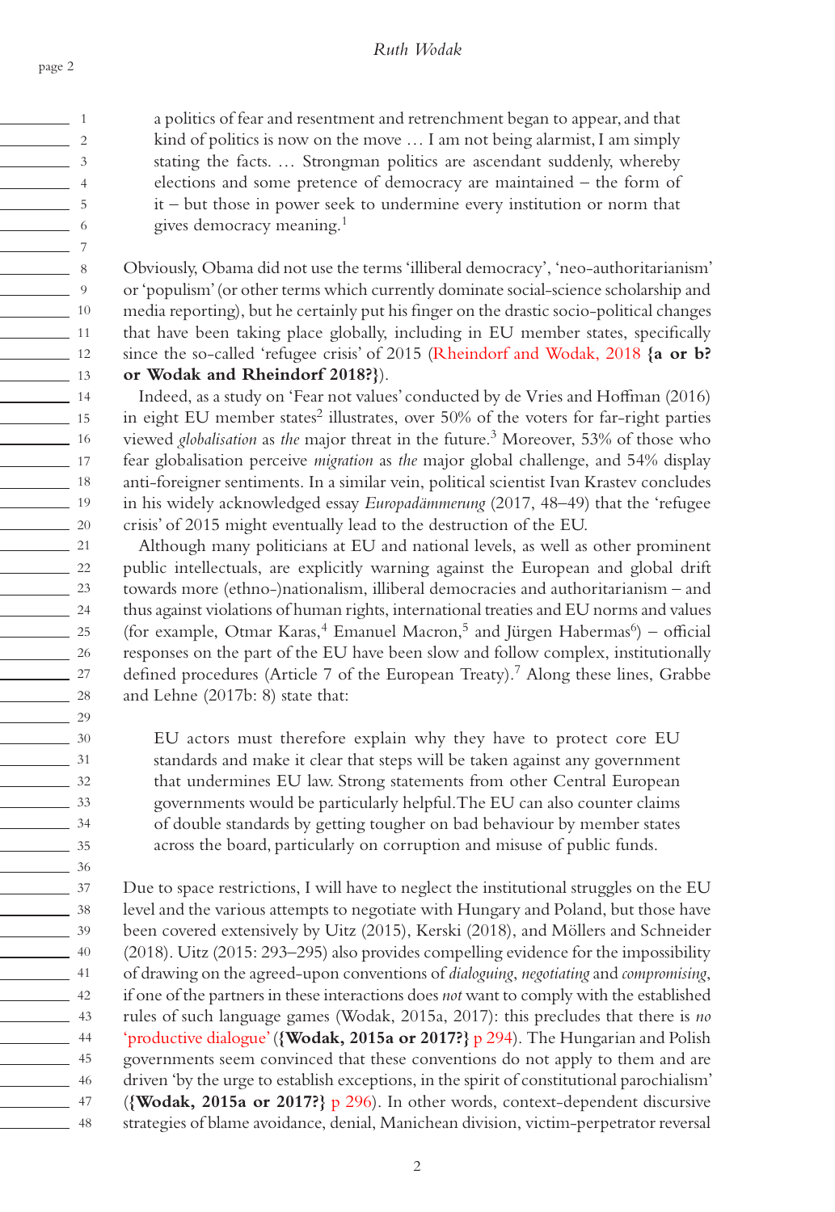> a politics of fear and resentment and retrenchment began to appear, and that kind of politics is now on the move … I am not being alarmist, I am simply stating the facts. … Strongman politics are ascendant suddenly, whereby elections and some pretence of democracy are maintained – the form of it – but those in power seek to undermine every institution or norm that gives democracy meaning.[1]

Obviously, Obama did not use the terms 'illiberal democracy', 'neo-authoritarianism' or 'populism' (or other terms which currently dominate social-science scholarship and media reporting), but he certainly put his finger on the drastic socio-political changes that have been taking place globally, including in EU member states, specifically since the so-called 'refugee crisis' of 2015 (Rheindorf and Wodak, 2018 **{a or b? or Wodak and Rheindorf 2018?}**).

Indeed, as a study on 'Fear not values' conducted by de Vries and Hoffman (2016) in eight EU member states[2] illustrates, over 50% of the voters for far-right parties viewed *globalisation* as *the* major threat in the future.[3] Moreover, 53% of those who fear globalisation perceive *migration* as *the* major global challenge, and 54% display anti-foreigner sentiments. In a similar vein, political scientist Ivan Krastev concludes in his widely acknowledged essay *Europadämmerung* (2017, 48–49) that the 'refugee crisis' of 2015 might eventually lead to the destruction of the EU.

Although many politicians at EU and national levels, as well as other prominent public intellectuals, are explicitly warning against the European and global drift towards more (ethno-)nationalism, illiberal democracies and authoritarianism – and thus against violations of human rights, international treaties and EU norms and values (for example, Otmar Karas,[4] Emanuel Macron,[5] and Jürgen Habermas[6]) – official responses on the part of the EU have been slow and follow complex, institutionally defined procedures (Article 7 of the European Treaty).[7] Along these lines, Grabbe and Lehne (2017b: 8) state that:

> EU actors must therefore explain why they have to protect core EU standards and make it clear that steps will be taken against any government that undermines EU law. Strong statements from other Central European governments would be particularly helpful. The EU can also counter claims of double standards by getting tougher on bad behaviour by member states across the board, particularly on corruption and misuse of public funds.

Due to space restrictions, I will have to neglect the institutional struggles on the EU level and the various attempts to negotiate with Hungary and Poland, but those have been covered extensively by Uitz (2015), Kerski (2018), and Möllers and Schneider (2018). Uitz (2015: 293–295) also provides compelling evidence for the impossibility of drawing on the agreed-upon conventions of *dialoguing*, *negotiating* and *compromising*, if one of the partners in these interactions does *not* want to comply with the established rules of such language games (Wodak, 2015a, 2017): this precludes that there is *no* 'productive dialogue' (**{Wodak, 2015a or 2017?}** p 294). The Hungarian and Polish governments seem convinced that these conventions do not apply to them and are driven 'by the urge to establish exceptions, in the spirit of constitutional parochialism' (**{Wodak, 2015a or 2017?}** p 296). In other words, context-dependent discursive strategies of blame avoidance, denial, Manichean division, victim-perpetrator reversal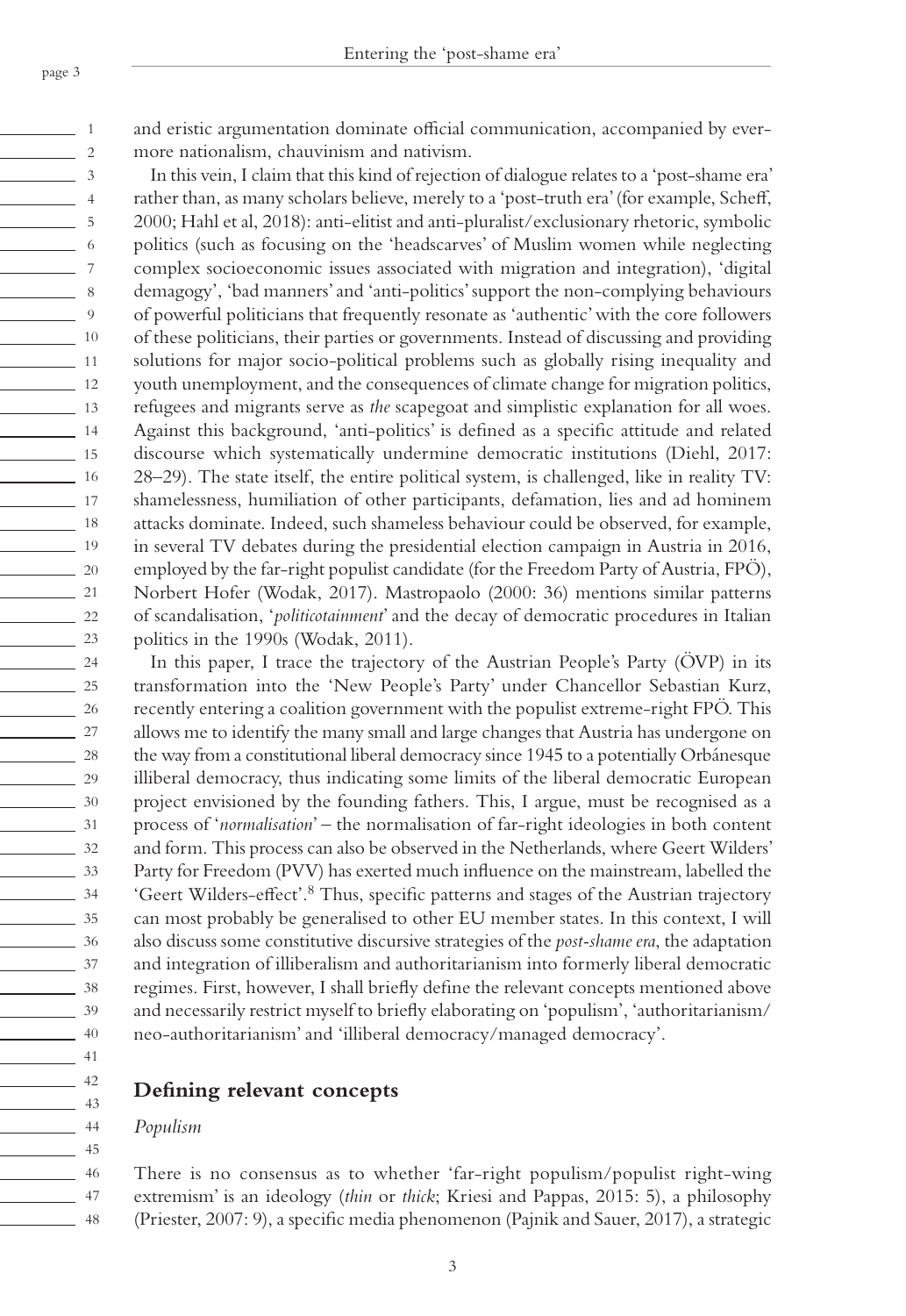and eristic argumentation dominate official communication, accompanied by evermore nationalism, chauvinism and nativism.

In this vein, I claim that this kind of rejection of dialogue relates to a 'post-shame era' rather than, as many scholars believe, merely to a 'post-truth era' (for example, Scheff, 2000; Hahl et al, 2018): anti-elitist and anti-pluralist/exclusionary rhetoric, symbolic politics (such as focusing on the 'headscarves' of Muslim women while neglecting complex socioeconomic issues associated with migration and integration), 'digital demagogy', 'bad manners' and 'anti-politics' support the non-complying behaviours of powerful politicians that frequently resonate as 'authentic' with the core followers of these politicians, their parties or governments. Instead of discussing and providing solutions for major socio-political problems such as globally rising inequality and youth unemployment, and the consequences of climate change for migration politics, refugees and migrants serve as *the* scapegoat and simplistic explanation for all woes. Against this background, 'anti-politics' is defined as a specific attitude and related discourse which systematically undermine democratic institutions (Diehl, 2017: 28–29). The state itself, the entire political system, is challenged, like in reality TV: shamelessness, humiliation of other participants, defamation, lies and ad hominem attacks dominate. Indeed, such shameless behaviour could be observed, for example, in several TV debates during the presidential election campaign in Austria in 2016, employed by the far-right populist candidate (for the Freedom Party of Austria, FPÖ), Norbert Hofer (Wodak, 2017). Mastropaolo (2000: 36) mentions similar patterns of scandalisation, '*politicotainment*' and the decay of democratic procedures in Italian politics in the 1990s (Wodak, 2011).

In this paper, I trace the trajectory of the Austrian People's Party (ÖVP) in its transformation into the 'New People's Party' under Chancellor Sebastian Kurz, recently entering a coalition government with the populist extreme-right FPÖ. This allows me to identify the many small and large changes that Austria has undergone on the way from a constitutional liberal democracy since 1945 to a potentially Orbánesque illiberal democracy, thus indicating some limits of the liberal democratic European project envisioned by the founding fathers. This, I argue, must be recognised as a process of '*normalisation*' – the normalisation of far-right ideologies in both content and form. This process can also be observed in the Netherlands, where Geert Wilders' Party for Freedom (PVV) has exerted much influence on the mainstream, labelled the 'Geert Wilders-effect'.[8] Thus, specific patterns and stages of the Austrian trajectory can most probably be generalised to other EU member states. In this context, I will also discuss some constitutive discursive strategies of the *post-shame era*, the adaptation and integration of illiberalism and authoritarianism into formerly liberal democratic regimes. First, however, I shall briefly define the relevant concepts mentioned above and necessarily restrict myself to briefly elaborating on 'populism', 'authoritarianism/neo-authoritarianism' and 'illiberal democracy/managed democracy'.

## Defining relevant concepts

### *Populism*

There is no consensus as to whether 'far-right populism/populist right-wing extremism' is an ideology (*thin* or *thick*; Kriesi and Pappas, 2015: 5), a philosophy (Priester, 2007: 9), a specific media phenomenon (Pajnik and Sauer, 2017), a strategic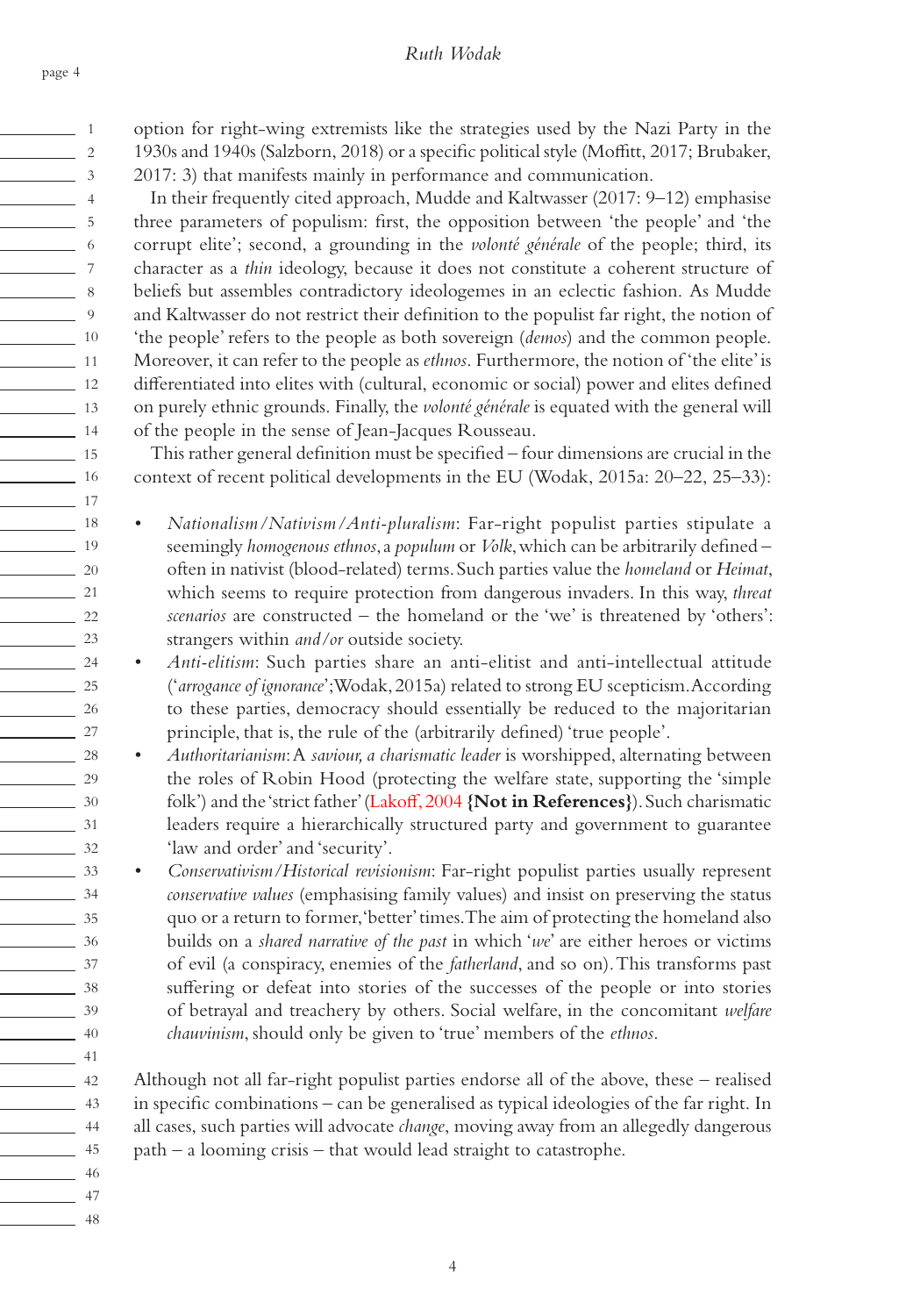option for right-wing extremists like the strategies used by the Nazi Party in the 1930s and 1940s (Salzborn, 2018) or a specific political style (Moffitt, 2017; Brubaker, 2017: 3) that manifests mainly in performance and communication.

In their frequently cited approach, Mudde and Kaltwasser (2017: 9–12) emphasise three parameters of populism: first, the opposition between 'the people' and 'the corrupt elite'; second, a grounding in the *volonté générale* of the people; third, its character as a *thin* ideology, because it does not constitute a coherent structure of beliefs but assembles contradictory ideologemes in an eclectic fashion. As Mudde and Kaltwasser do not restrict their definition to the populist far right, the notion of 'the people' refers to the people as both sovereign (*demos*) and the common people. Moreover, it can refer to the people as *ethnos*. Furthermore, the notion of 'the elite' is differentiated into elites with (cultural, economic or social) power and elites defined on purely ethnic grounds. Finally, the *volonté générale* is equated with the general will of the people in the sense of Jean-Jacques Rousseau.

This rather general definition must be specified – four dimensions are crucial in the context of recent political developments in the EU (Wodak, 2015a: 20–22, 25–33):

- *Nationalism/Nativism/Anti-pluralism*: Far-right populist parties stipulate a seemingly *homogenous ethnos*, a *populum* or *Volk*, which can be arbitrarily defined – often in nativist (blood-related) terms. Such parties value the *homeland* or *Heimat*, which seems to require protection from dangerous invaders. In this way, *threat scenarios* are constructed – the homeland or the 'we' is threatened by 'others': strangers within *and/or* outside society.
- *Anti-elitism*: Such parties share an anti-elitist and anti-intellectual attitude ('*arrogance of ignorance*'; Wodak, 2015a) related to strong EU scepticism. According to these parties, democracy should essentially be reduced to the majoritarian principle, that is, the rule of the (arbitrarily defined) 'true people'.
- *Authoritarianism*: A *saviour, a charismatic leader* is worshipped, alternating between the roles of Robin Hood (protecting the welfare state, supporting the 'simple folk') and the 'strict father' (Lakoff, 2004 **{Not in References}**). Such charismatic leaders require a hierarchically structured party and government to guarantee 'law and order' and 'security'.
- *Conservativism/Historical revisionism*: Far-right populist parties usually represent *conservative values* (emphasising family values) and insist on preserving the status quo or a return to former, 'better' times. The aim of protecting the homeland also builds on a *shared narrative of the past* in which '*we*' are either heroes or victims of evil (a conspiracy, enemies of the *fatherland*, and so on). This transforms past suffering or defeat into stories of the successes of the people or into stories of betrayal and treachery by others. Social welfare, in the concomitant *welfare chauvinism*, should only be given to 'true' members of the *ethnos*.

Although not all far-right populist parties endorse all of the above, these – realised in specific combinations – can be generalised as typical ideologies of the far right. In all cases, such parties will advocate *change*, moving away from an allegedly dangerous path – a looming crisis – that would lead straight to catastrophe.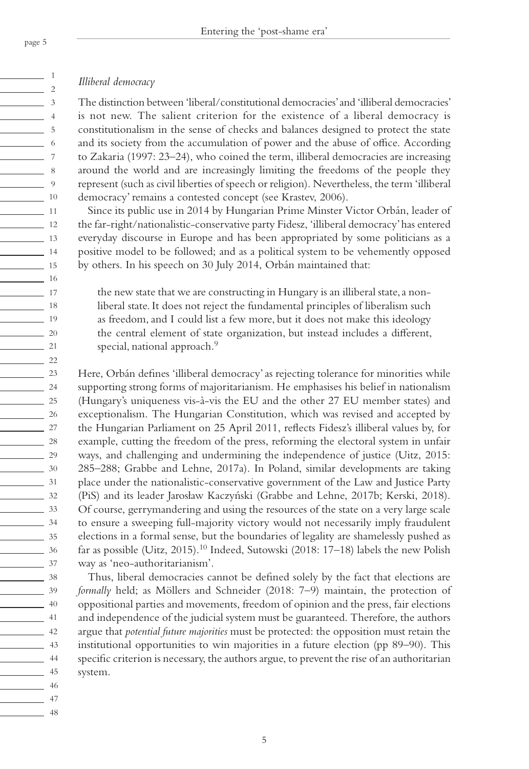*Illiberal democracy*

The distinction between 'liberal/constitutional democracies' and 'illiberal democracies' is not new. The salient criterion for the existence of a liberal democracy is constitutionalism in the sense of checks and balances designed to protect the state and its society from the accumulation of power and the abuse of office. According to Zakaria (1997: 23–24), who coined the term, illiberal democracies are increasing around the world and are increasingly limiting the freedoms of the people they represent (such as civil liberties of speech or religion). Nevertheless, the term 'illiberal democracy' remains a contested concept (see Krastev, 2006).

Since its public use in 2014 by Hungarian Prime Minster Victor Orbán, leader of the far-right/nationalistic-conservative party Fidesz, 'illiberal democracy' has entered everyday discourse in Europe and has been appropriated by some politicians as a positive model to be followed; and as a political system to be vehemently opposed by others. In his speech on 30 July 2014, Orbán maintained that:

> the new state that we are constructing in Hungary is an illiberal state, a non-liberal state. It does not reject the fundamental principles of liberalism such as freedom, and I could list a few more, but it does not make this ideology the central element of state organization, but instead includes a different, special, national approach.[9]

Here, Orbán defines 'illiberal democracy' as rejecting tolerance for minorities while supporting strong forms of majoritarianism. He emphasises his belief in nationalism (Hungary's uniqueness vis-à-vis the EU and the other 27 EU member states) and exceptionalism. The Hungarian Constitution, which was revised and accepted by the Hungarian Parliament on 25 April 2011, reflects Fidesz's illiberal values by, for example, cutting the freedom of the press, reforming the electoral system in unfair ways, and challenging and undermining the independence of justice (Uitz, 2015: 285–288; Grabbe and Lehne, 2017a). In Poland, similar developments are taking place under the nationalistic-conservative government of the Law and Justice Party (PiS) and its leader Jarosław Kaczyński (Grabbe and Lehne, 2017b; Kerski, 2018). Of course, gerrymandering and using the resources of the state on a very large scale to ensure a sweeping full-majority victory would not necessarily imply fraudulent elections in a formal sense, but the boundaries of legality are shamelessly pushed as far as possible (Uitz, 2015).[10] Indeed, Sutowski (2018: 17–18) labels the new Polish way as 'neo-authoritarianism'.

Thus, liberal democracies cannot be defined solely by the fact that elections are *formally* held; as Möllers and Schneider (2018: 7–9) maintain, the protection of oppositional parties and movements, freedom of opinion and the press, fair elections and independence of the judicial system must be guaranteed. Therefore, the authors argue that *potential future majorities* must be protected: the opposition must retain the institutional opportunities to win majorities in a future election (pp 89–90). This specific criterion is necessary, the authors argue, to prevent the rise of an authoritarian system.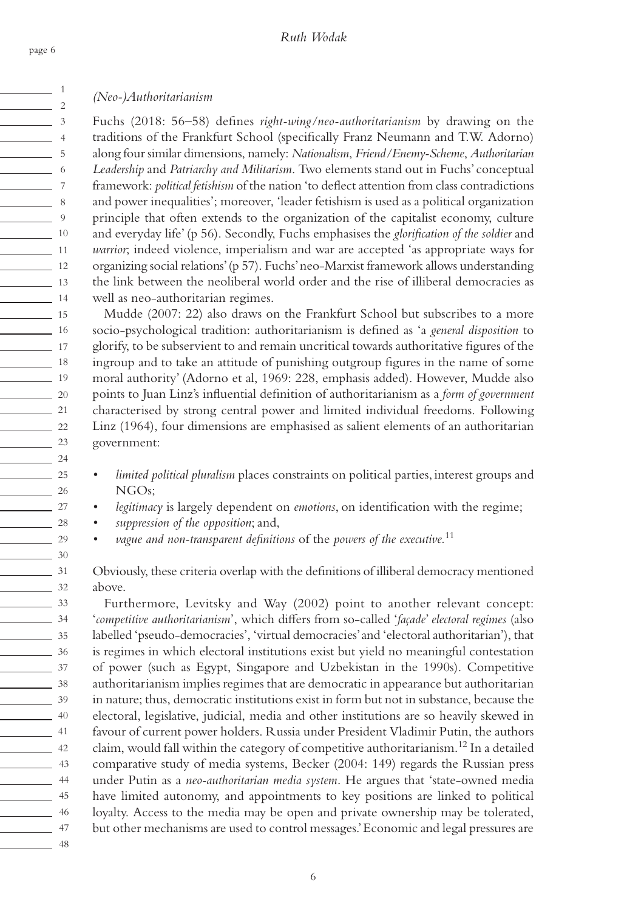*(Neo-)Authoritarianism*

Fuchs (2018: 56–58) defines *right-wing/neo-authoritarianism* by drawing on the traditions of the Frankfurt School (specifically Franz Neumann and T.W. Adorno) along four similar dimensions, namely: *Nationalism*, *Friend/Enemy-Scheme*, *Authoritarian Leadership* and *Patriarchy and Militarism*. Two elements stand out in Fuchs' conceptual framework: *political fetishism* of the nation 'to deflect attention from class contradictions and power inequalities'; moreover, 'leader fetishism is used as a political organization principle that often extends to the organization of the capitalist economy, culture and everyday life' (p 56). Secondly, Fuchs emphasises the *glorification of the soldier* and *warrior*; indeed violence, imperialism and war are accepted 'as appropriate ways for organizing social relations' (p 57). Fuchs' neo-Marxist framework allows understanding the link between the neoliberal world order and the rise of illiberal democracies as well as neo-authoritarian regimes.

Mudde (2007: 22) also draws on the Frankfurt School but subscribes to a more socio-psychological tradition: authoritarianism is defined as 'a *general disposition* to glorify, to be subservient to and remain uncritical towards authoritative figures of the ingroup and to take an attitude of punishing outgroup figures in the name of some moral authority' (Adorno et al, 1969: 228, emphasis added). However, Mudde also points to Juan Linz's influential definition of authoritarianism as a *form of government* characterised by strong central power and limited individual freedoms. Following Linz (1964), four dimensions are emphasised as salient elements of an authoritarian government:

- *limited political pluralism* places constraints on political parties, interest groups and NGOs;
- *legitimacy* is largely dependent on *emotions*, on identification with the regime;
- *suppression of the opposition*; and,
- *vague and non-transparent definitions* of the *powers of the executive*.[11]

Obviously, these criteria overlap with the definitions of illiberal democracy mentioned above.

Furthermore, Levitsky and Way (2002) point to another relevant concept: '*competitive authoritarianism*', which differs from so-called '*façade*' *electoral regimes* (also labelled 'pseudo-democracies', 'virtual democracies' and 'electoral authoritarian'), that is regimes in which electoral institutions exist but yield no meaningful contestation of power (such as Egypt, Singapore and Uzbekistan in the 1990s). Competitive authoritarianism implies regimes that are democratic in appearance but authoritarian in nature; thus, democratic institutions exist in form but not in substance, because the electoral, legislative, judicial, media and other institutions are so heavily skewed in favour of current power holders. Russia under President Vladimir Putin, the authors claim, would fall within the category of competitive authoritarianism.[12] In a detailed comparative study of media systems, Becker (2004: 149) regards the Russian press under Putin as a *neo-authoritarian media system*. He argues that 'state-owned media have limited autonomy, and appointments to key positions are linked to political loyalty. Access to the media may be open and private ownership may be tolerated, but other mechanisms are used to control messages.' Economic and legal pressures are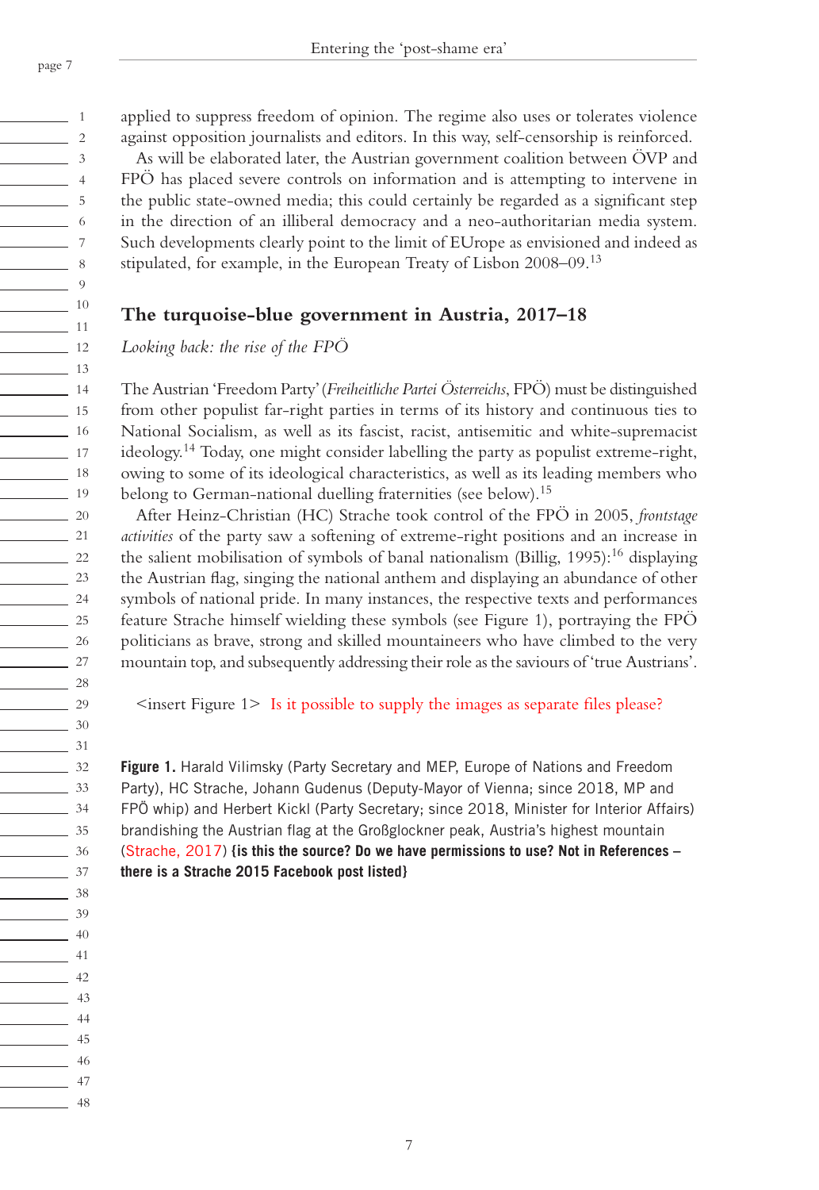applied to suppress freedom of opinion. The regime also uses or tolerates violence against opposition journalists and editors. In this way, self-censorship is reinforced.

As will be elaborated later, the Austrian government coalition between ÖVP and FPÖ has placed severe controls on information and is attempting to intervene in the public state-owned media; this could certainly be regarded as a significant step in the direction of an illiberal democracy and a neo-authoritarian media system. Such developments clearly point to the limit of EUrope as envisioned and indeed as stipulated, for example, in the European Treaty of Lisbon 2008–09.[13]

## The turquoise-blue government in Austria, 2017–18

### *Looking back: the rise of the FPÖ*

The Austrian 'Freedom Party' (*Freiheitliche Partei Österreichs*, FPÖ) must be distinguished from other populist far-right parties in terms of its history and continuous ties to National Socialism, as well as its fascist, racist, antisemitic and white-supremacist ideology.[14] Today, one might consider labelling the party as populist extreme-right, owing to some of its ideological characteristics, as well as its leading members who belong to German-national duelling fraternities (see below).[15]

After Heinz-Christian (HC) Strache took control of the FPÖ in 2005, *frontstage activities* of the party saw a softening of extreme-right positions and an increase in the salient mobilisation of symbols of banal nationalism (Billig, 1995):[16] displaying the Austrian flag, singing the national anthem and displaying an abundance of other symbols of national pride. In many instances, the respective texts and performances feature Strache himself wielding these symbols (see Figure 1), portraying the FPÖ politicians as brave, strong and skilled mountaineers who have climbed to the very mountain top, and subsequently addressing their role as the saviours of 'true Austrians'.

<insert Figure 1> Is it possible to supply the images as separate files please?

**Figure 1.** Harald Vilimsky (Party Secretary and MEP, Europe of Nations and Freedom Party), HC Strache, Johann Gudenus (Deputy-Mayor of Vienna; since 2018, MP and FPÖ whip) and Herbert Kickl (Party Secretary; since 2018, Minister for Interior Affairs) brandishing the Austrian flag at the Großglockner peak, Austria's highest mountain (Strache, 2017) **{is this the source? Do we have permissions to use? Not in References – there is a Strache 2015 Facebook post listed}**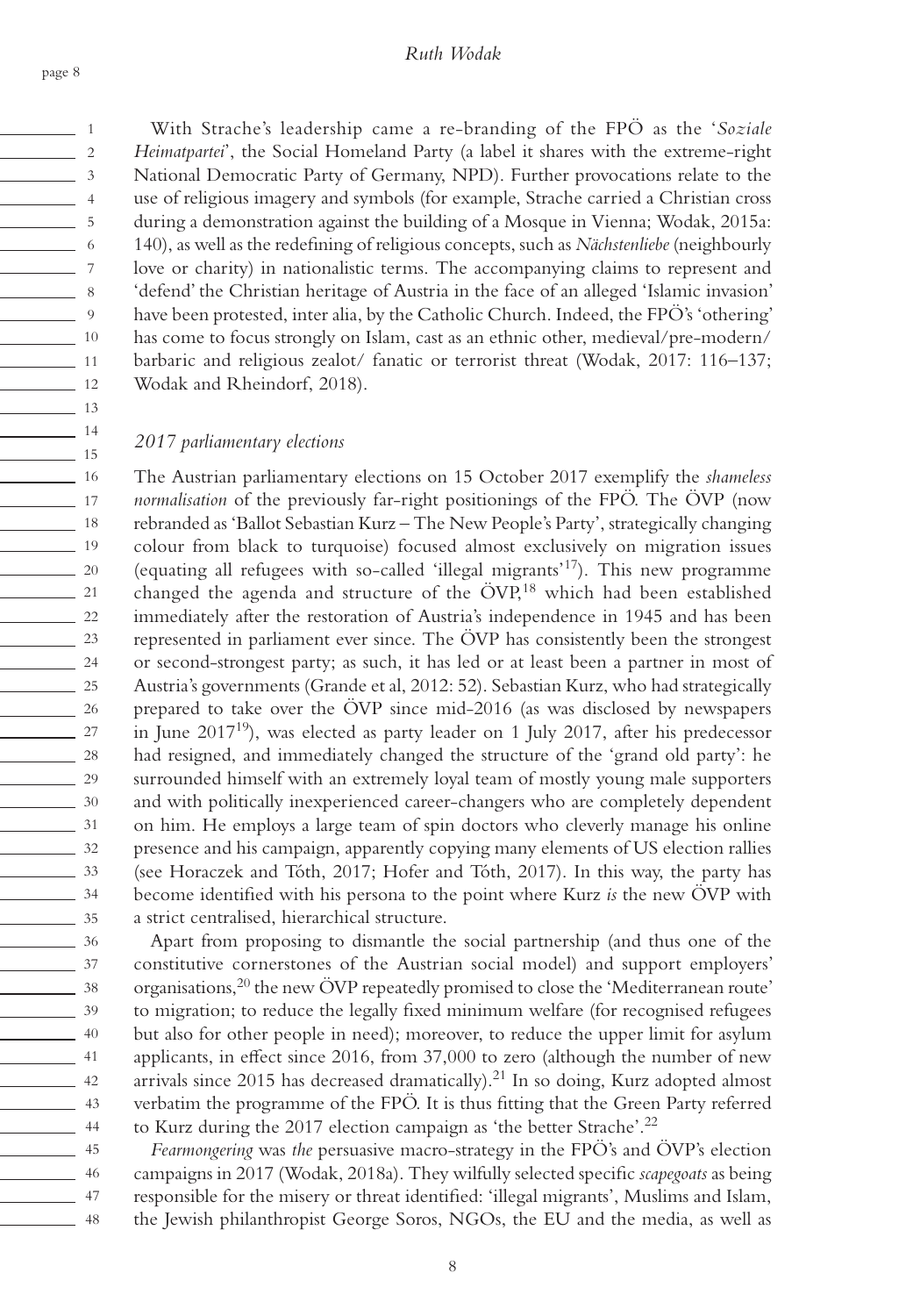With Strache's leadership came a re-branding of the FPÖ as the '*Soziale Heimatpartei*', the Social Homeland Party (a label it shares with the extreme-right National Democratic Party of Germany, NPD). Further provocations relate to the use of religious imagery and symbols (for example, Strache carried a Christian cross during a demonstration against the building of a Mosque in Vienna; Wodak, 2015a: 140), as well as the redefining of religious concepts, such as *Nächstenliebe* (neighbourly love or charity) in nationalistic terms. The accompanying claims to represent and 'defend' the Christian heritage of Austria in the face of an alleged 'Islamic invasion' have been protested, inter alia, by the Catholic Church. Indeed, the FPÖ's 'othering' has come to focus strongly on Islam, cast as an ethnic other, medieval/pre-modern/ barbaric and religious zealot/ fanatic or terrorist threat (Wodak, 2017: 116–137; Wodak and Rheindorf, 2018).

### *2017 parliamentary elections*

The Austrian parliamentary elections on 15 October 2017 exemplify the *shameless normalisation* of the previously far-right positionings of the FPÖ. The ÖVP (now rebranded as 'Ballot Sebastian Kurz – The New People's Party', strategically changing colour from black to turquoise) focused almost exclusively on migration issues (equating all refugees with so-called 'illegal migrants'[17]). This new programme changed the agenda and structure of the ÖVP,[18] which had been established immediately after the restoration of Austria's independence in 1945 and has been represented in parliament ever since. The ÖVP has consistently been the strongest or second-strongest party; as such, it has led or at least been a partner in most of Austria's governments (Grande et al, 2012: 52). Sebastian Kurz, who had strategically prepared to take over the ÖVP since mid-2016 (as was disclosed by newspapers in June 2017[19]), was elected as party leader on 1 July 2017, after his predecessor had resigned, and immediately changed the structure of the 'grand old party': he surrounded himself with an extremely loyal team of mostly young male supporters and with politically inexperienced career-changers who are completely dependent on him. He employs a large team of spin doctors who cleverly manage his online presence and his campaign, apparently copying many elements of US election rallies (see Horaczek and Tóth, 2017; Hofer and Tóth, 2017). In this way, the party has become identified with his persona to the point where Kurz *is* the new ÖVP with a strict centralised, hierarchical structure.

Apart from proposing to dismantle the social partnership (and thus one of the constitutive cornerstones of the Austrian social model) and support employers' organisations,[20] the new ÖVP repeatedly promised to close the 'Mediterranean route' to migration; to reduce the legally fixed minimum welfare (for recognised refugees but also for other people in need); moreover, to reduce the upper limit for asylum applicants, in effect since 2016, from 37,000 to zero (although the number of new arrivals since 2015 has decreased dramatically).[21] In so doing, Kurz adopted almost verbatim the programme of the FPÖ. It is thus fitting that the Green Party referred to Kurz during the 2017 election campaign as 'the better Strache'.[22]

*Fearmongering* was *the* persuasive macro-strategy in the FPÖ's and ÖVP's election campaigns in 2017 (Wodak, 2018a). They wilfully selected specific *scapegoats* as being responsible for the misery or threat identified: 'illegal migrants', Muslims and Islam, the Jewish philanthropist George Soros, NGOs, the EU and the media, as well as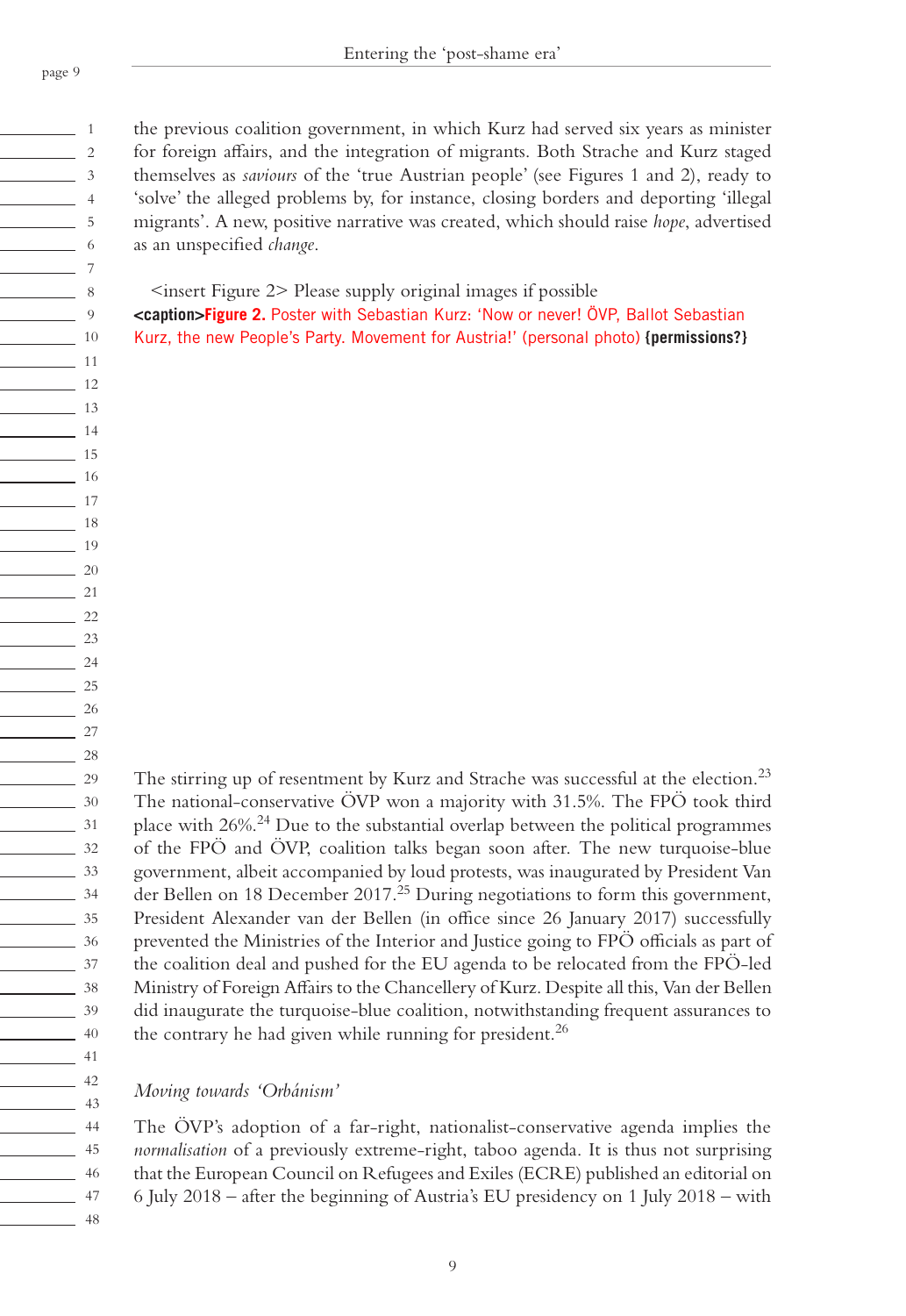the previous coalition government, in which Kurz had served six years as minister for foreign affairs, and the integration of migrants. Both Strache and Kurz staged themselves as *saviours* of the 'true Austrian people' (see Figures 1 and 2), ready to 'solve' the alleged problems by, for instance, closing borders and deporting 'illegal migrants'. A new, positive narrative was created, which should raise *hope*, advertised as an unspecified *change*.

<insert Figure 2> Please supply original images if possible

**<caption>Figure 2.** Poster with Sebastian Kurz: 'Now or never! ÖVP, Ballot Sebastian Kurz, the new People's Party. Movement for Austria!' (personal photo) **{permissions?}**

The stirring up of resentment by Kurz and Strache was successful at the election.[23] The national-conservative ÖVP won a majority with 31.5%. The FPÖ took third place with 26%.[24] Due to the substantial overlap between the political programmes of the FPÖ and ÖVP, coalition talks began soon after. The new turquoise-blue government, albeit accompanied by loud protests, was inaugurated by President Van der Bellen on 18 December 2017.[25] During negotiations to form this government, President Alexander van der Bellen (in office since 26 January 2017) successfully prevented the Ministries of the Interior and Justice going to FPÖ officials as part of the coalition deal and pushed for the EU agenda to be relocated from the FPÖ-led Ministry of Foreign Affairs to the Chancellery of Kurz. Despite all this, Van der Bellen did inaugurate the turquoise-blue coalition, notwithstanding frequent assurances to the contrary he had given while running for president.[26]

### *Moving towards 'Orbánism'*

The ÖVP's adoption of a far-right, nationalist-conservative agenda implies the *normalisation* of a previously extreme-right, taboo agenda. It is thus not surprising that the European Council on Refugees and Exiles (ECRE) published an editorial on 6 July 2018 – after the beginning of Austria's EU presidency on 1 July 2018 – with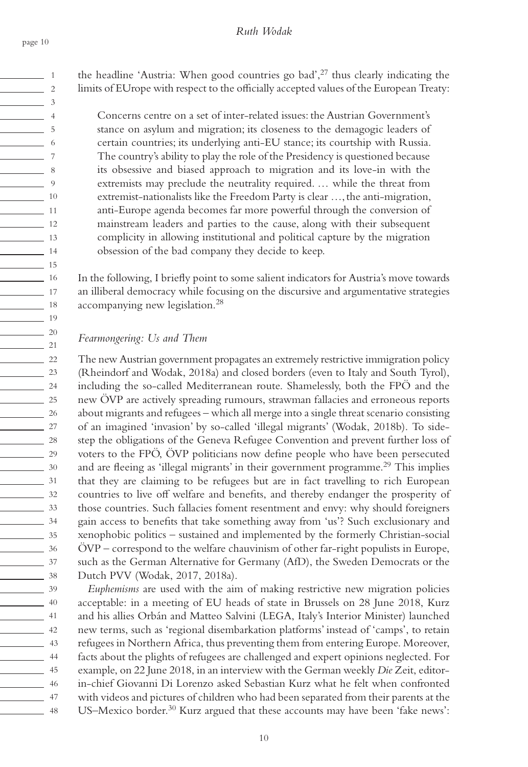the headline 'Austria: When good countries go bad',[27] thus clearly indicating the limits of EUrope with respect to the officially accepted values of the European Treaty:

> Concerns centre on a set of inter-related issues: the Austrian Government's stance on asylum and migration; its closeness to the demagogic leaders of certain countries; its underlying anti-EU stance; its courtship with Russia. The country's ability to play the role of the Presidency is questioned because its obsessive and biased approach to migration and its love-in with the extremists may preclude the neutrality required. … while the threat from extremist-nationalists like the Freedom Party is clear …, the anti-migration, anti-Europe agenda becomes far more powerful through the conversion of mainstream leaders and parties to the cause, along with their subsequent complicity in allowing institutional and political capture by the migration obsession of the bad company they decide to keep.

In the following, I briefly point to some salient indicators for Austria's move towards an illiberal democracy while focusing on the discursive and argumentative strategies accompanying new legislation.[28]

### *Fearmongering: Us and Them*

The new Austrian government propagates an extremely restrictive immigration policy (Rheindorf and Wodak, 2018a) and closed borders (even to Italy and South Tyrol), including the so-called Mediterranean route. Shamelessly, both the FPÖ and the new ÖVP are actively spreading rumours, strawman fallacies and erroneous reports about migrants and refugees – which all merge into a single threat scenario consisting of an imagined 'invasion' by so-called 'illegal migrants' (Wodak, 2018b). To sidestep the obligations of the Geneva Refugee Convention and prevent further loss of voters to the FPÖ, ÖVP politicians now define people who have been persecuted and are fleeing as 'illegal migrants' in their government programme.[29] This implies that they are claiming to be refugees but are in fact travelling to rich European countries to live off welfare and benefits, and thereby endanger the prosperity of those countries. Such fallacies foment resentment and envy: why should foreigners gain access to benefits that take something away from 'us'? Such exclusionary and xenophobic politics – sustained and implemented by the formerly Christian-social ÖVP – correspond to the welfare chauvinism of other far-right populists in Europe, such as the German Alternative for Germany (AfD), the Sweden Democrats or the Dutch PVV (Wodak, 2017, 2018a).

*Euphemisms* are used with the aim of making restrictive new migration policies acceptable: in a meeting of EU heads of state in Brussels on 28 June 2018, Kurz and his allies Orbán and Matteo Salvini (LEGA, Italy's Interior Minister) launched new terms, such as 'regional disembarkation platforms' instead of 'camps', to retain refugees in Northern Africa, thus preventing them from entering Europe. Moreover, facts about the plights of refugees are challenged and expert opinions neglected. For example, on 22 June 2018, in an interview with the German weekly *Die* Zeit, editor-in-chief Giovanni Di Lorenzo asked Sebastian Kurz what he felt when confronted with videos and pictures of children who had been separated from their parents at the US–Mexico border.[30] Kurz argued that these accounts may have been 'fake news':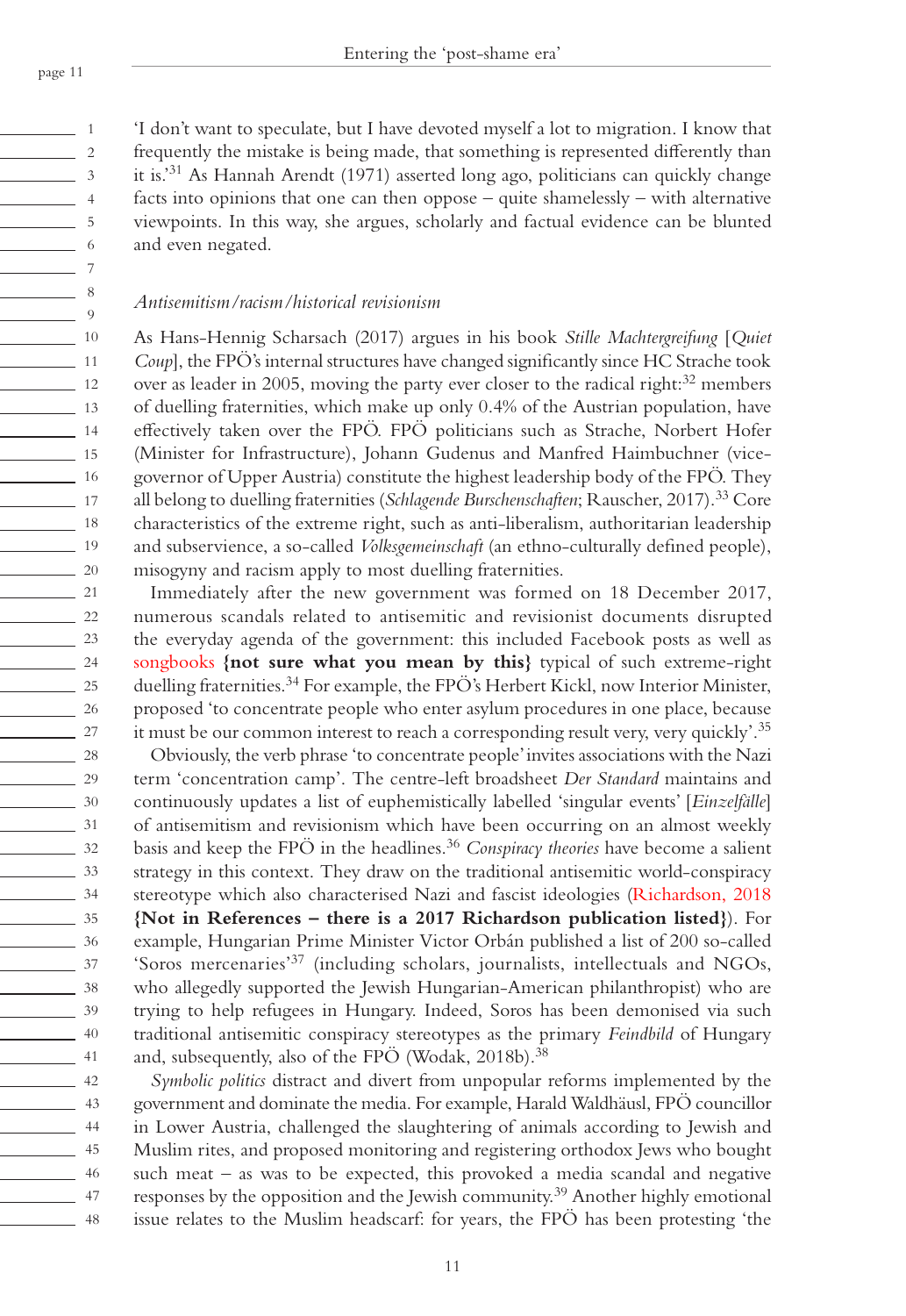'I don't want to speculate, but I have devoted myself a lot to migration. I know that frequently the mistake is being made, that something is represented differently than it is.'[31] As Hannah Arendt (1971) asserted long ago, politicians can quickly change facts into opinions that one can then oppose – quite shamelessly – with alternative viewpoints. In this way, she argues, scholarly and factual evidence can be blunted and even negated.

### *Antisemitism/racism/historical revisionism*

As Hans-Hennig Scharsach (2017) argues in his book *Stille Machtergreifung* [*Quiet Coup*], the FPÖ's internal structures have changed significantly since HC Strache took over as leader in 2005, moving the party ever closer to the radical right:[32] members of duelling fraternities, which make up only 0.4% of the Austrian population, have effectively taken over the FPÖ. FPÖ politicians such as Strache, Norbert Hofer (Minister for Infrastructure), Johann Gudenus and Manfred Haimbuchner (vice-governor of Upper Austria) constitute the highest leadership body of the FPÖ. They all belong to duelling fraternities (*Schlagende Burschenschaften*; Rauscher, 2017).[33] Core characteristics of the extreme right, such as anti-liberalism, authoritarian leadership and subservience, a so-called *Volksgemeinschaft* (an ethno-culturally defined people), misogyny and racism apply to most duelling fraternities.

Immediately after the new government was formed on 18 December 2017, numerous scandals related to antisemitic and revisionist documents disrupted the everyday agenda of the government: this included Facebook posts as well as songbooks **{not sure what you mean by this}** typical of such extreme-right duelling fraternities.[34] For example, the FPÖ's Herbert Kickl, now Interior Minister, proposed 'to concentrate people who enter asylum procedures in one place, because it must be our common interest to reach a corresponding result very, very quickly'.[35]

Obviously, the verb phrase 'to concentrate people' invites associations with the Nazi term 'concentration camp'. The centre-left broadsheet *Der Standard* maintains and continuously updates a list of euphemistically labelled 'singular events' [*Einzelfälle*] of antisemitism and revisionism which have been occurring on an almost weekly basis and keep the FPÖ in the headlines.[36] *Conspiracy theories* have become a salient strategy in this context. They draw on the traditional antisemitic world-conspiracy stereotype which also characterised Nazi and fascist ideologies (Richardson, 2018 **{Not in References – there is a 2017 Richardson publication listed}**). For example, Hungarian Prime Minister Victor Orbán published a list of 200 so-called 'Soros mercenaries'[37] (including scholars, journalists, intellectuals and NGOs, who allegedly supported the Jewish Hungarian-American philanthropist) who are trying to help refugees in Hungary. Indeed, Soros has been demonised via such traditional antisemitic conspiracy stereotypes as the primary *Feindbild* of Hungary and, subsequently, also of the FPÖ (Wodak, 2018b).[38]

*Symbolic politics* distract and divert from unpopular reforms implemented by the government and dominate the media. For example, Harald Waldhäusl, FPÖ councillor in Lower Austria, challenged the slaughtering of animals according to Jewish and Muslim rites, and proposed monitoring and registering orthodox Jews who bought such meat – as was to be expected, this provoked a media scandal and negative responses by the opposition and the Jewish community.[39] Another highly emotional issue relates to the Muslim headscarf: for years, the FPÖ has been protesting 'the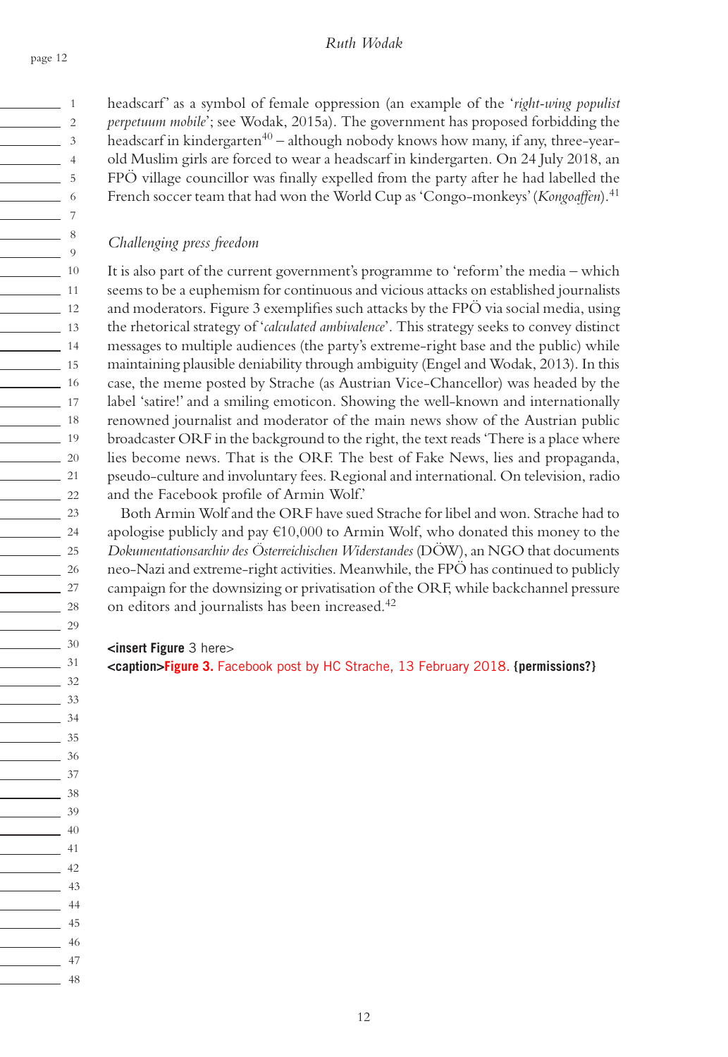headscarf' as a symbol of female oppression (an example of the '*right-wing populist perpetuum mobile*'; see Wodak, 2015a). The government has proposed forbidding the headscarf in kindergarten[40] – although nobody knows how many, if any, three-year-old Muslim girls are forced to wear a headscarf in kindergarten. On 24 July 2018, an FPÖ village councillor was finally expelled from the party after he had labelled the French soccer team that had won the World Cup as 'Congo-monkeys' (*Kongoaffen*).[41]

### *Challenging press freedom*

It is also part of the current government's programme to 'reform' the media – which seems to be a euphemism for continuous and vicious attacks on established journalists and moderators. Figure 3 exemplifies such attacks by the FPÖ via social media, using the rhetorical strategy of '*calculated ambivalence*'. This strategy seeks to convey distinct messages to multiple audiences (the party's extreme-right base and the public) while maintaining plausible deniability through ambiguity (Engel and Wodak, 2013). In this case, the meme posted by Strache (as Austrian Vice-Chancellor) was headed by the label 'satire!' and a smiling emoticon. Showing the well-known and internationally renowned journalist and moderator of the main news show of the Austrian public broadcaster ORF in the background to the right, the text reads 'There is a place where lies become news. That is the ORF. The best of Fake News, lies and propaganda, pseudo-culture and involuntary fees. Regional and international. On television, radio and the Facebook profile of Armin Wolf.'

Both Armin Wolf and the ORF have sued Strache for libel and won. Strache had to apologise publicly and pay €10,000 to Armin Wolf, who donated this money to the *Dokumentationsarchiv des Österreichischen Widerstandes* (DÖW), an NGO that documents neo-Nazi and extreme-right activities. Meanwhile, the FPÖ has continued to publicly campaign for the downsizing or privatisation of the ORF, while backchannel pressure on editors and journalists has been increased.[42]

**<insert Figure** 3 here>

**<caption>Figure 3.** Facebook post by HC Strache, 13 February 2018. **{permissions?}**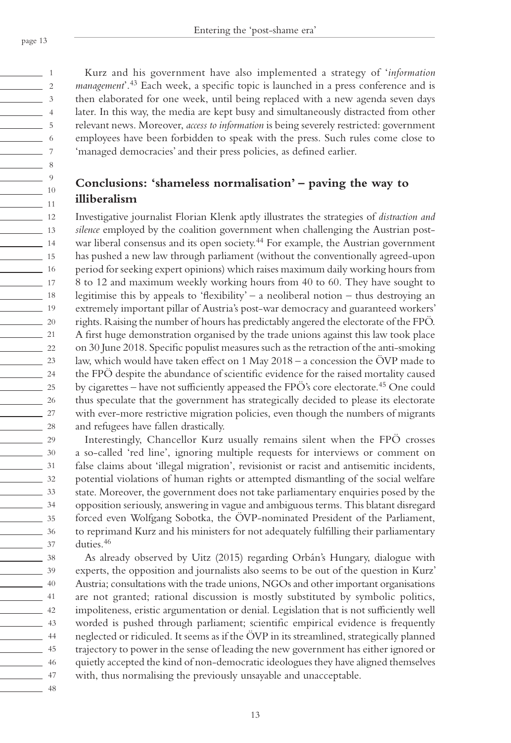Kurz and his government have also implemented a strategy of '*information management*'.[43] Each week, a specific topic is launched in a press conference and is then elaborated for one week, until being replaced with a new agenda seven days later. In this way, the media are kept busy and simultaneously distracted from other relevant news. Moreover, *access to information* is being severely restricted: government employees have been forbidden to speak with the press. Such rules come close to 'managed democracies' and their press policies, as defined earlier.

## Conclusions: 'shameless normalisation' – paving the way to illiberalism

Investigative journalist Florian Klenk aptly illustrates the strategies of *distraction and silence* employed by the coalition government when challenging the Austrian post-war liberal consensus and its open society.[44] For example, the Austrian government has pushed a new law through parliament (without the conventionally agreed-upon period for seeking expert opinions) which raises maximum daily working hours from 8 to 12 and maximum weekly working hours from 40 to 60. They have sought to legitimise this by appeals to 'flexibility' – a neoliberal notion – thus destroying an extremely important pillar of Austria's post-war democracy and guaranteed workers' rights. Raising the number of hours has predictably angered the electorate of the FPÖ. A first huge demonstration organised by the trade unions against this law took place on 30 June 2018. Specific populist measures such as the retraction of the anti-smoking law, which would have taken effect on 1 May 2018 – a concession the ÖVP made to the FPÖ despite the abundance of scientific evidence for the raised mortality caused by cigarettes – have not sufficiently appeased the FPÖ's core electorate.[45] One could thus speculate that the government has strategically decided to please its electorate with ever-more restrictive migration policies, even though the numbers of migrants and refugees have fallen drastically.

Interestingly, Chancellor Kurz usually remains silent when the FPÖ crosses a so-called 'red line', ignoring multiple requests for interviews or comment on false claims about 'illegal migration', revisionist or racist and antisemitic incidents, potential violations of human rights or attempted dismantling of the social welfare state. Moreover, the government does not take parliamentary enquiries posed by the opposition seriously, answering in vague and ambiguous terms. This blatant disregard forced even Wolfgang Sobotka, the ÖVP-nominated President of the Parliament, to reprimand Kurz and his ministers for not adequately fulfilling their parliamentary duties.[46]

As already observed by Uitz (2015) regarding Orbán's Hungary, dialogue with experts, the opposition and journalists also seems to be out of the question in Kurz' Austria; consultations with the trade unions, NGOs and other important organisations are not granted; rational discussion is mostly substituted by symbolic politics, impoliteness, eristic argumentation or denial. Legislation that is not sufficiently well worded is pushed through parliament; scientific empirical evidence is frequently neglected or ridiculed. It seems as if the ÖVP in its streamlined, strategically planned trajectory to power in the sense of leading the new government has either ignored or quietly accepted the kind of non-democratic ideologues they have aligned themselves with, thus normalising the previously unsayable and unacceptable.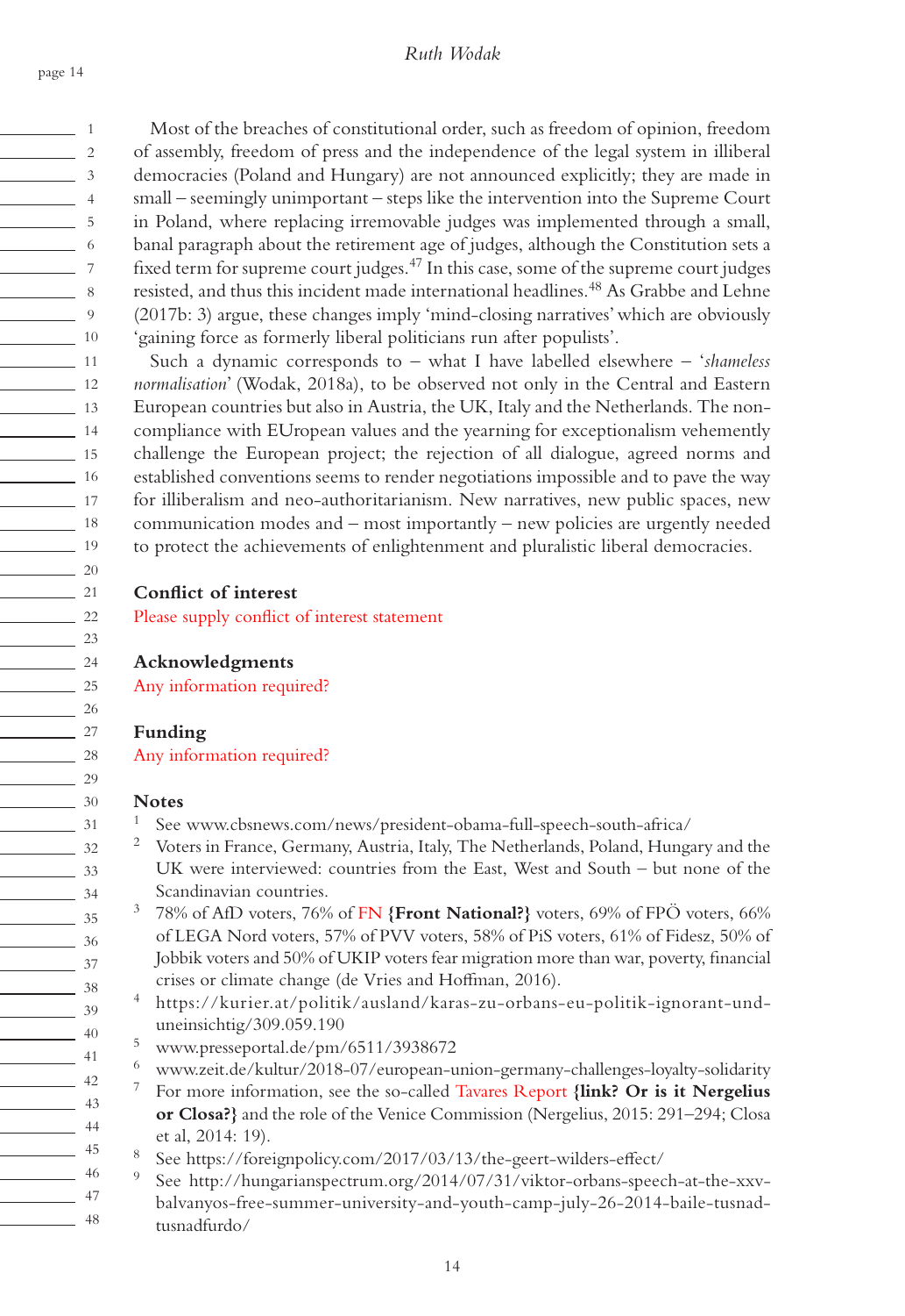Most of the breaches of constitutional order, such as freedom of opinion, freedom of assembly, freedom of press and the independence of the legal system in illiberal democracies (Poland and Hungary) are not announced explicitly; they are made in small – seemingly unimportant – steps like the intervention into the Supreme Court in Poland, where replacing irremovable judges was implemented through a small, banal paragraph about the retirement age of judges, although the Constitution sets a fixed term for supreme court judges.[47] In this case, some of the supreme court judges resisted, and thus this incident made international headlines.[48] As Grabbe and Lehne (2017b: 3) argue, these changes imply 'mind-closing narratives' which are obviously 'gaining force as formerly liberal politicians run after populists'.

Such a dynamic corresponds to – what I have labelled elsewhere – '*shameless normalisation*' (Wodak, 2018a), to be observed not only in the Central and Eastern European countries but also in Austria, the UK, Italy and the Netherlands. The non-compliance with EUropean values and the yearning for exceptionalism vehemently challenge the European project; the rejection of all dialogue, agreed norms and established conventions seems to render negotiations impossible and to pave the way for illiberalism and neo-authoritarianism. New narratives, new public spaces, new communication modes and – most importantly – new policies are urgently needed to protect the achievements of enlightenment and pluralistic liberal democracies.

## Conflict of interest

Please supply conflict of interest statement

## Acknowledgments

Any information required?

## Funding

Any information required?

## Notes

1. See www.cbsnews.com/news/president-obama-full-speech-south-africa/
2. Voters in France, Germany, Austria, Italy, The Netherlands, Poland, Hungary and the UK were interviewed: countries from the East, West and South – but none of the Scandinavian countries.
3. 78% of AfD voters, 76% of FN **{Front National?}** voters, 69% of FPÖ voters, 66% of LEGA Nord voters, 57% of PVV voters, 58% of PiS voters, 61% of Fidesz, 50% of Jobbik voters and 50% of UKIP voters fear migration more than war, poverty, financial crises or climate change (de Vries and Hoffman, 2016).
4. https://kurier.at/politik/ausland/karas-zu-orbans-eu-politik-ignorant-und-uneinsichtig/309.059.190
5. www.presseportal.de/pm/6511/3938672
6. www.zeit.de/kultur/2018-07/european-union-germany-challenges-loyalty-solidarity
7. For more information, see the so-called Tavares Report **{link? Or is it Nergelius or Closa?}** and the role of the Venice Commission (Nergelius, 2015: 291–294; Closa et al, 2014: 19).
8. See https://foreignpolicy.com/2017/03/13/the-geert-wilders-effect/
9. See http://hungarianspectrum.org/2014/07/31/viktor-orbans-speech-at-the-xxv-balvanyos-free-summer-university-and-youth-camp-july-26-2014-baile-tusnad-tusnadfurdo/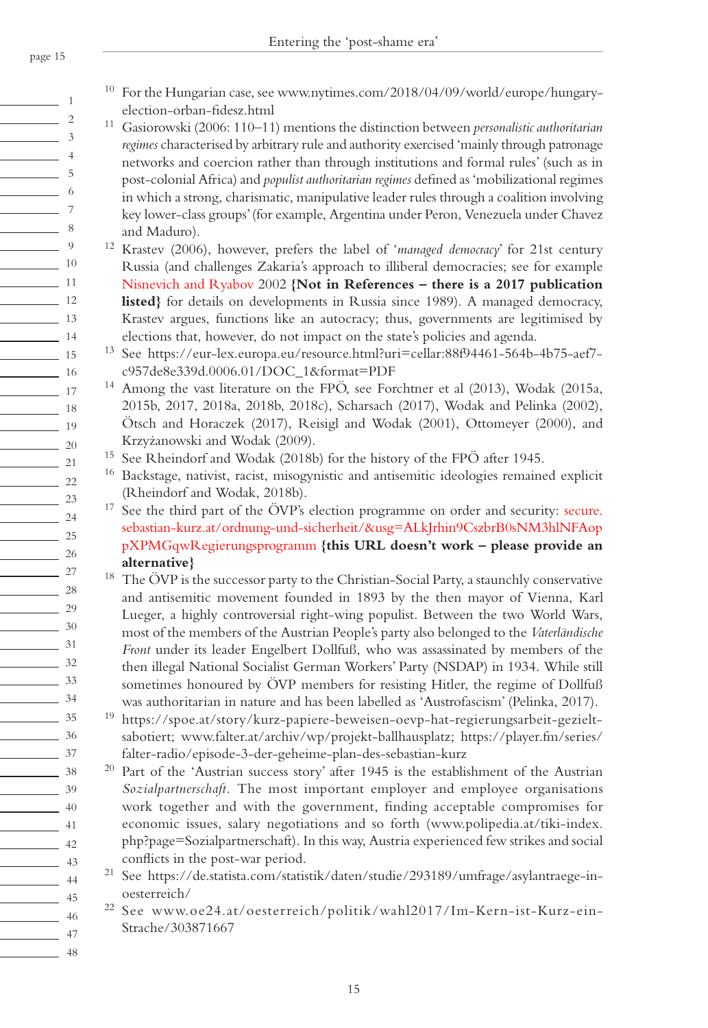[10] For the Hungarian case, see www.nytimes.com/2018/04/09/world/europe/hungary-election-orban-fidesz.html

[11] Gasiorowski (2006: 110–11) mentions the distinction between *personalistic authoritarian regimes* characterised by arbitrary rule and authority exercised 'mainly through patronage networks and coercion rather than through institutions and formal rules' (such as in post-colonial Africa) and *populist authoritarian regimes* defined as 'mobilizational regimes in which a strong, charismatic, manipulative leader rules through a coalition involving key lower-class groups' (for example, Argentina under Peron, Venezuela under Chavez and Maduro).

[12] Krastev (2006), however, prefers the label of '*managed democracy*' for 21st century Russia (and challenges Zakaria's approach to illiberal democracies; see for example Nisnevich and Ryabov 2002 **{Not in References – there is a 2017 publication listed}** for details on developments in Russia since 1989). A managed democracy, Krastev argues, functions like an autocracy; thus, governments are legitimised by elections that, however, do not impact on the state's policies and agenda.

[13] See https://eur-lex.europa.eu/resource.html?uri=cellar:88f94461-564b-4b75-aef7-c957de8e339d.0006.01/DOC_1&format=PDF

[14] Among the vast literature on the FPÖ, see Forchtner et al (2013), Wodak (2015a, 2015b, 2017, 2018a, 2018b, 2018c), Scharsach (2017), Wodak and Pelinka (2002), Ötsch and Horaczek (2017), Reisigl and Wodak (2001), Ottomeyer (2000), and Krzyżanowski and Wodak (2009).

[15] See Rheindorf and Wodak (2018b) for the history of the FPÖ after 1945.

[16] Backstage, nativist, racist, misogynistic and antisemitic ideologies remained explicit (Rheindorf and Wodak, 2018b).

[17] See the third part of the ÖVP's election programme on order and security: secure.sebastian-kurz.at/ordnung-und-sicherheit/&usg=ALkJrhin9CszbrB0sNM3hlNFAoppXPMGqwRegierungsprogramm **{this URL doesn't work – please provide an alternative}**

[18] The ÖVP is the successor party to the Christian-Social Party, a staunchly conservative and antisemitic movement founded in 1893 by the then mayor of Vienna, Karl Lueger, a highly controversial right-wing populist. Between the two World Wars, most of the members of the Austrian People's party also belonged to the *Vaterländische Front* under its leader Engelbert Dollfuß, who was assassinated by members of the then illegal National Socialist German Workers' Party (NSDAP) in 1934. While still sometimes honoured by ÖVP members for resisting Hitler, the regime of Dollfuß was authoritarian in nature and has been labelled as 'Austrofascism' (Pelinka, 2017).

[19] https://spoe.at/story/kurz-papiere-beweisen-oevp-hat-regierungsarbeit-gezielt-sabotiert; www.falter.at/archiv/wp/projekt-ballhausplatz; https://player.fm/series/falter-radio/episode-3-der-geheime-plan-des-sebastian-kurz

[20] Part of the 'Austrian success story' after 1945 is the establishment of the Austrian *Sozialpartnerschaft*. The most important employer and employee organisations work together and with the government, finding acceptable compromises for economic issues, salary negotiations and so forth (www.polipedia.at/tiki-index.php?page=Sozialpartnerschaft). In this way, Austria experienced few strikes and social conflicts in the post-war period.

[21] See https://de.statista.com/statistik/daten/studie/293189/umfrage/asylantraege-in-oesterreich/

[22] See www.oe24.at/oesterreich/politik/wahl2017/Im-Kern-ist-Kurz-ein-Strache/303871667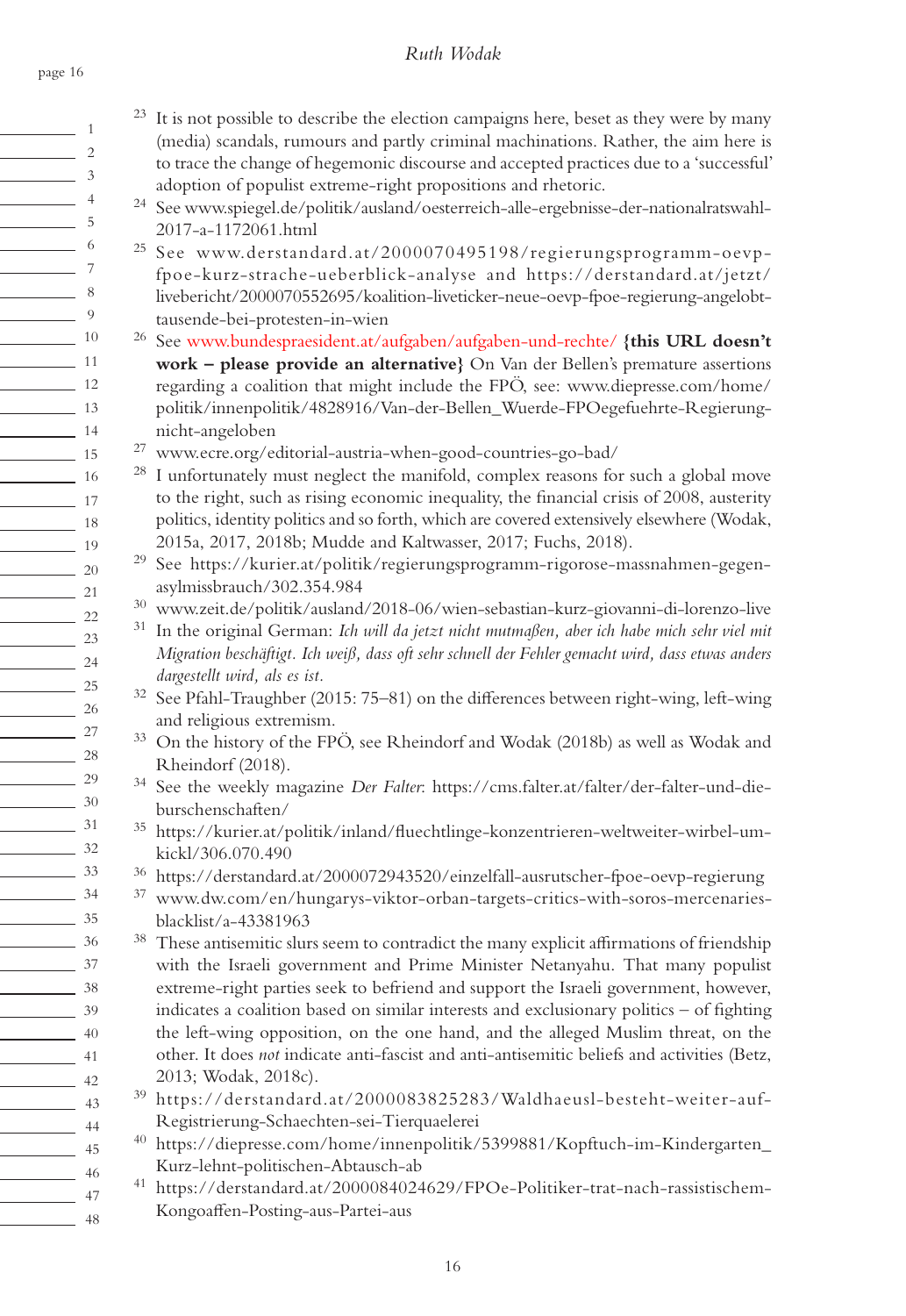[23] It is not possible to describe the election campaigns here, beset as they were by many (media) scandals, rumours and partly criminal machinations. Rather, the aim here is to trace the change of hegemonic discourse and accepted practices due to a 'successful' adoption of populist extreme-right propositions and rhetoric.

[24] See www.spiegel.de/politik/ausland/oesterreich-alle-ergebnisse-der-nationalratswahl-2017-a-1172061.html

[25] See www.derstandard.at/2000070495198/regierungsprogramm-oevp-fpoe-kurz-strache-ueberblick-analyse and https://derstandard.at/jetzt/livebericht/2000070552695/koalition-liveticker-neue-oevp-fpoe-regierung-angelobt-tausende-bei-protesten-in-wien

[26] See www.bundespraesident.at/aufgaben/aufgaben-und-rechte/ **{this URL doesn't work – please provide an alternative}** On Van der Bellen's premature assertions regarding a coalition that might include the FPÖ, see: www.diepresse.com/home/politik/innenpolitik/4828916/Van-der-Bellen_Wuerde-FPOegefuehrte-Regierung-nicht-angeloben

[27] www.ecre.org/editorial-austria-when-good-countries-go-bad/

[28] I unfortunately must neglect the manifold, complex reasons for such a global move to the right, such as rising economic inequality, the financial crisis of 2008, austerity politics, identity politics and so forth, which are covered extensively elsewhere (Wodak, 2015a, 2017, 2018b; Mudde and Kaltwasser, 2017; Fuchs, 2018).

[29] See https://kurier.at/politik/regierungsprogramm-rigorose-massnahmen-gegen-asylmissbrauch/302.354.984

[30] www.zeit.de/politik/ausland/2018-06/wien-sebastian-kurz-giovanni-di-lorenzo-live

[31] In the original German: *Ich will da jetzt nicht mutmaßen, aber ich habe mich sehr viel mit Migration beschäftigt. Ich weiß, dass oft sehr schnell der Fehler gemacht wird, dass etwas anders dargestellt wird, als es ist.*

[32] See Pfahl-Traughber (2015: 75–81) on the differences between right-wing, left-wing and religious extremism.

[33] On the history of the FPÖ, see Rheindorf and Wodak (2018b) as well as Wodak and Rheindorf (2018).

[34] See the weekly magazine *Der Falter*: https://cms.falter.at/falter/der-falter-und-die-burschenschaften/

[35] https://kurier.at/politik/inland/fluechtlinge-konzentrieren-weltweiter-wirbel-um-kickl/306.070.490

[36] https://derstandard.at/2000072943520/einzelfall-ausrutscher-fpoe-oevp-regierung

[37] www.dw.com/en/hungarys-viktor-orban-targets-critics-with-soros-mercenaries-blacklist/a-43381963

[38] These antisemitic slurs seem to contradict the many explicit affirmations of friendship with the Israeli government and Prime Minister Netanyahu. That many populist extreme-right parties seek to befriend and support the Israeli government, however, indicates a coalition based on similar interests and exclusionary politics – of fighting the left-wing opposition, on the one hand, and the alleged Muslim threat, on the other. It does *not* indicate anti-fascist and anti-antisemitic beliefs and activities (Betz, 2013; Wodak, 2018c).

[39] https://derstandard.at/2000083825283/Waldhaeusl-besteht-weiter-auf-Registrierung-Schaechten-sei-Tierquaelerei

[40] https://diepresse.com/home/innenpolitik/5399881/Kopftuch-im-Kindergarten_Kurz-lehnt-politischen-Abtausch-ab

[41] https://derstandard.at/2000084024629/FPOe-Politiker-trat-nach-rassistischem-Kongoaffen-Posting-aus-Partei-aus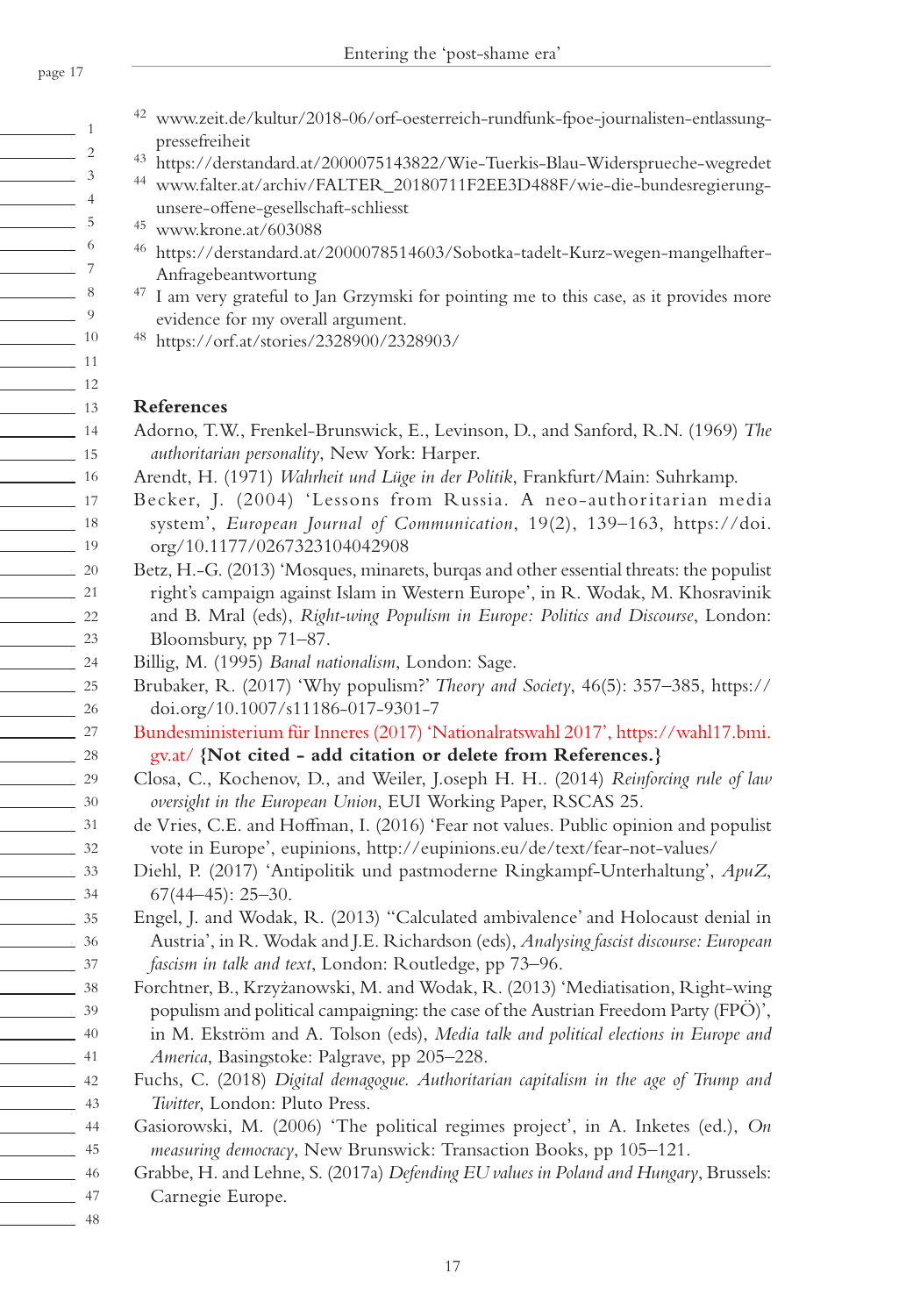[42] www.zeit.de/kultur/2018-06/orf-oesterreich-rundfunk-fpoe-journalisten-entlassung-pressefreiheit

[43] https://derstandard.at/2000075143822/Wie-Tuerkis-Blau-Widersprueche-wegredet

[44] www.falter.at/archiv/FALTER_20180711F2EE3D488F/wie-die-bundesregierung-unsere-offene-gesellschaft-schliesst

[45] www.krone.at/603088

[46] https://derstandard.at/2000078514603/Sobotka-tadelt-Kurz-wegen-mangelhafter-Anfragebeantwortung

[47] I am very grateful to Jan Grzymski for pointing me to this case, as it provides more evidence for my overall argument.

[48] https://orf.at/stories/2328900/2328903/

## References

Adorno, T.W., Frenkel-Brunswick, E., Levinson, D., and Sanford, R.N. (1969) *The authoritarian personality*, New York: Harper.

Arendt, H. (1971) *Wahrheit und Lüge in der Politik*, Frankfurt/Main: Suhrkamp.

Becker, J. (2004) 'Lessons from Russia. A neo-authoritarian media system', *European Journal of Communication*, 19(2), 139–163, https://doi.org/10.1177/0267323104042908

Betz, H.-G. (2013) 'Mosques, minarets, burqas and other essential threats: the populist right's campaign against Islam in Western Europe', in R. Wodak, M. Khosravinik and B. Mral (eds), *Right-wing Populism in Europe: Politics and Discourse*, London: Bloomsbury, pp 71–87.

Billig, M. (1995) *Banal nationalism*, London: Sage.

Brubaker, R. (2017) 'Why populism?' *Theory and Society*, 46(5): 357–385, https://doi.org/10.1007/s11186-017-9301-7

Bundesministerium für Inneres (2017) 'Nationalratswahl 2017', https://wahl17.bmi.gv.at/ **{Not cited - add citation or delete from References.}**

Closa, C., Kochenov, D., and Weiler, J.oseph H. H.. (2014) *Reinforcing rule of law oversight in the European Union*, EUI Working Paper, RSCAS 25.

de Vries, C.E. and Hoffman, I. (2016) 'Fear not values. Public opinion and populist vote in Europe', eupinions, http://eupinions.eu/de/text/fear-not-values/

Diehl, P. (2017) 'Antipolitik und pastmoderne Ringkampf-Unterhaltung', *ApuZ*, 67(44–45): 25–30.

Engel, J. and Wodak, R. (2013) ''Calculated ambivalence' and Holocaust denial in Austria', in R. Wodak and J.E. Richardson (eds), *Analysing fascist discourse: European fascism in talk and text*, London: Routledge, pp 73–96.

Forchtner, B., Krzyżanowski, M. and Wodak, R. (2013) 'Mediatisation, Right-wing populism and political campaigning: the case of the Austrian Freedom Party (FPÖ)', in M. Ekström and A. Tolson (eds), *Media talk and political elections in Europe and America*, Basingstoke: Palgrave, pp 205–228.

Fuchs, C. (2018) *Digital demagogue. Authoritarian capitalism in the age of Trump and Twitter*, London: Pluto Press.

Gasiorowski, M. (2006) 'The political regimes project', in A. Inketes (ed.), *On measuring democracy*, New Brunswick: Transaction Books, pp 105–121.

Grabbe, H. and Lehne, S. (2017a) *Defending EU values in Poland and Hungary*, Brussels: Carnegie Europe.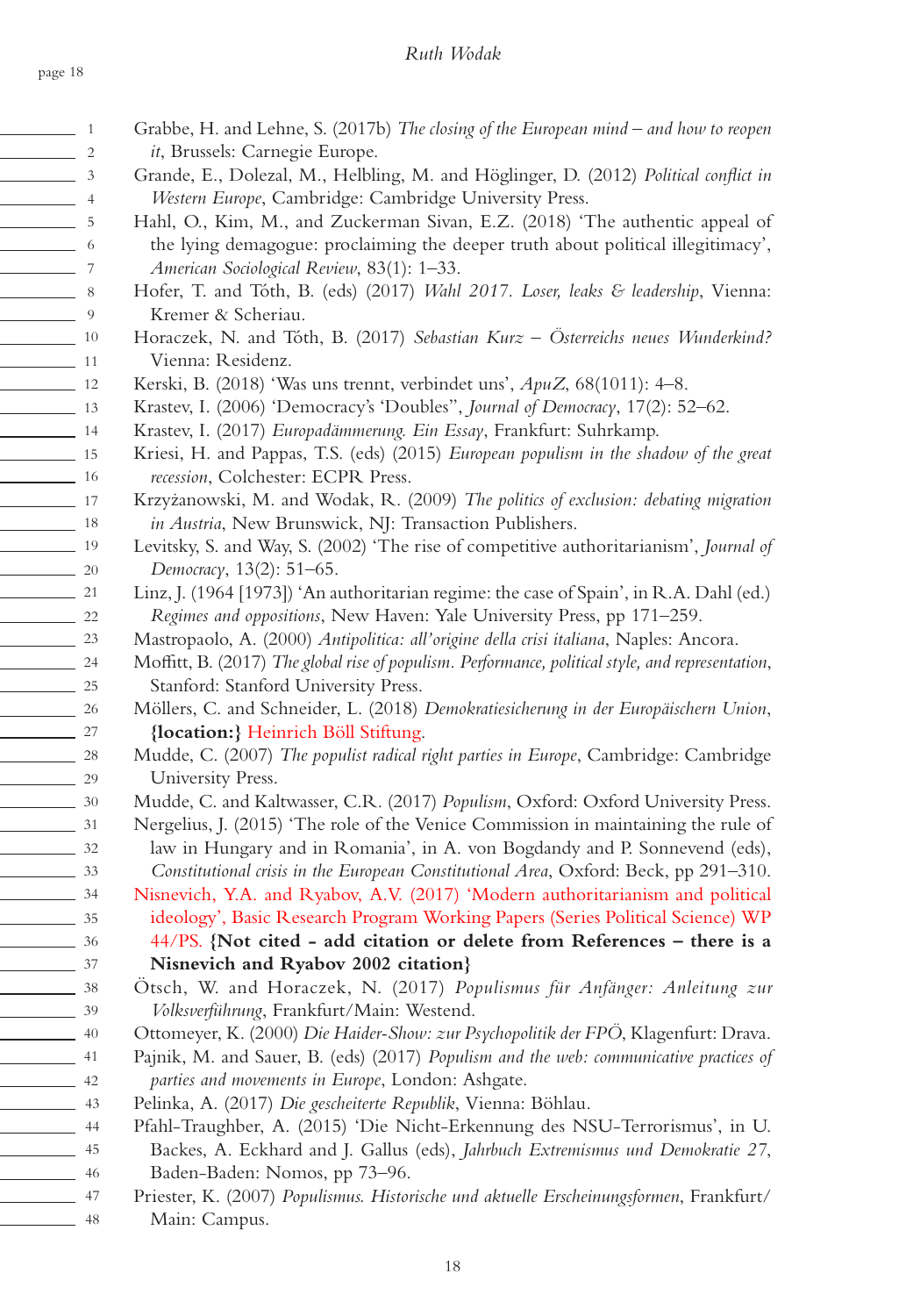Grabbe, H. and Lehne, S. (2017b) *The closing of the European mind – and how to reopen it*, Brussels: Carnegie Europe.

Grande, E., Dolezal, M., Helbling, M. and Höglinger, D. (2012) *Political conflict in Western Europe*, Cambridge: Cambridge University Press.

Hahl, O., Kim, M., and Zuckerman Sivan, E.Z. (2018) 'The authentic appeal of the lying demagogue: proclaiming the deeper truth about political illegitimacy', *American Sociological Review*, 83(1): 1–33.

Hofer, T. and Tóth, B. (eds) (2017) *Wahl 2017. Loser, leaks & leadership*, Vienna: Kremer & Scheriau.

Horaczek, N. and Tóth, B. (2017) *Sebastian Kurz – Österreichs neues Wunderkind?* Vienna: Residenz.

Kerski, B. (2018) 'Was uns trennt, verbindet uns', *ApuZ*, 68(1011): 4–8.

Krastev, I. (2006) 'Democracy's 'Doubles'', *Journal of Democracy*, 17(2): 52–62.

Krastev, I. (2017) *Europadämmerung. Ein Essay*, Frankfurt: Suhrkamp.

Kriesi, H. and Pappas, T.S. (eds) (2015) *European populism in the shadow of the great recession*, Colchester: ECPR Press.

Krzyżanowski, M. and Wodak, R. (2009) *The politics of exclusion: debating migration in Austria*, New Brunswick, NJ: Transaction Publishers.

Levitsky, S. and Way, S. (2002) 'The rise of competitive authoritarianism', *Journal of Democracy*, 13(2): 51–65.

Linz, J. (1964 [1973]) 'An authoritarian regime: the case of Spain', in R.A. Dahl (ed.) *Regimes and oppositions*, New Haven: Yale University Press, pp 171–259.

Mastropaolo, A. (2000) *Antipolitica: all'origine della crisi italiana*, Naples: Ancora.

Moffitt, B. (2017) *The global rise of populism. Performance, political style, and representation*, Stanford: Stanford University Press.

Möllers, C. and Schneider, L. (2018) *Demokratiesicherung in der Europäischern Union*, **{location:}** Heinrich Böll Stiftung.

Mudde, C. (2007) *The populist radical right parties in Europe*, Cambridge: Cambridge University Press.

Mudde, C. and Kaltwasser, C.R. (2017) *Populism*, Oxford: Oxford University Press.

Nergelius, J. (2015) 'The role of the Venice Commission in maintaining the rule of law in Hungary and in Romania', in A. von Bogdandy and P. Sonnevend (eds), *Constitutional crisis in the European Constitutional Area*, Oxford: Beck, pp 291–310.

Nisnevich, Y.A. and Ryabov, A.V. (2017) 'Modern authoritarianism and political ideology', Basic Research Program Working Papers (Series Political Science) WP 44/PS. **{Not cited - add citation or delete from References – there is a Nisnevich and Ryabov 2002 citation}**

Ötsch, W. and Horaczek, N. (2017) *Populismus für Anfänger: Anleitung zur Volksverführung*, Frankfurt/Main: Westend.

Ottomeyer, K. (2000) *Die Haider-Show: zur Psychopolitik der FPÖ*, Klagenfurt: Drava.

Pajnik, M. and Sauer, B. (eds) (2017) *Populism and the web: communicative practices of parties and movements in Europe*, London: Ashgate.

Pelinka, A. (2017) *Die gescheiterte Republik*, Vienna: Böhlau.

Pfahl-Traughber, A. (2015) 'Die Nicht-Erkennung des NSU-Terrorismus', in U. Backes, A. Eckhard and J. Gallus (eds), *Jahrbuch Extremismus und Demokratie 27*, Baden-Baden: Nomos, pp 73–96.

Priester, K. (2007) *Populismus. Historische und aktuelle Erscheinungsformen*, Frankfurt/Main: Campus.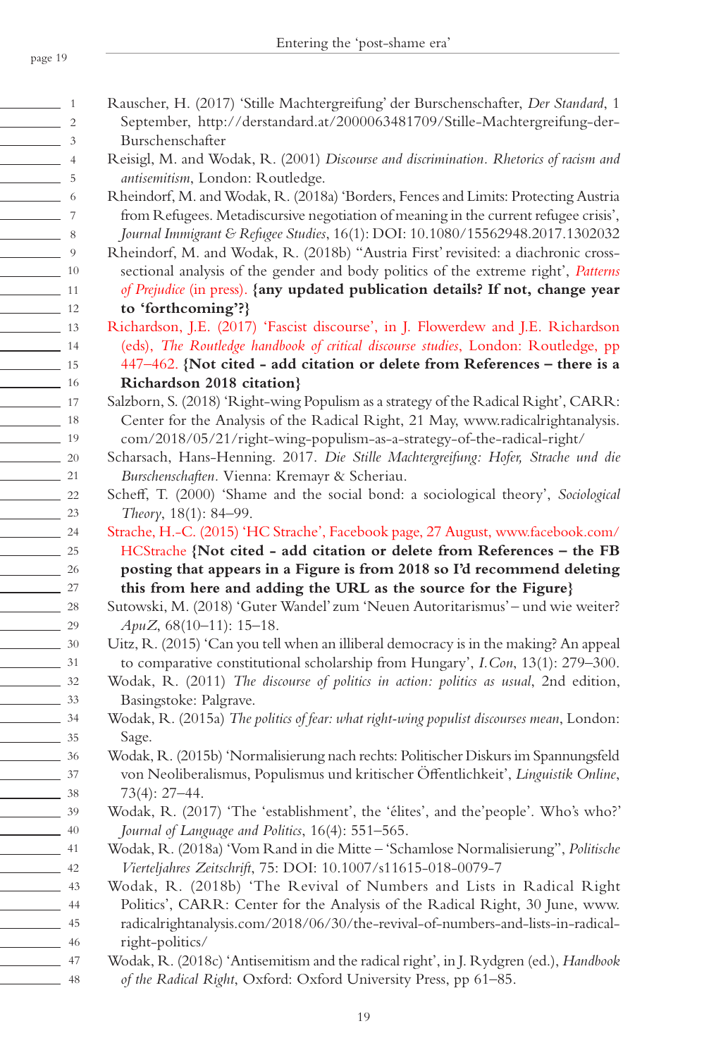Rauscher, H. (2017) 'Stille Machtergreifung' der Burschenschafter, *Der Standard*, 1 September, http://derstandard.at/2000063481709/Stille-Machtergreifung-der-Burschenschafter

Reisigl, M. and Wodak, R. (2001) *Discourse and discrimination. Rhetorics of racism and antisemitism*, London: Routledge.

Rheindorf, M. and Wodak, R. (2018a) 'Borders, Fences and Limits: Protecting Austria from Refugees. Metadiscursive negotiation of meaning in the current refugee crisis', *Journal Immigrant & Refugee Studies*, 16(1): DOI: 10.1080/15562948.2017.1302032

Rheindorf, M. and Wodak, R. (2018b) "Austria First' revisited: a diachronic cross-sectional analysis of the gender and body politics of the extreme right', *Patterns of Prejudice* (in press). **{any updated publication details? If not, change year to 'forthcoming'?}**

Richardson, J.E. (2017) 'Fascist discourse', in J. Flowerdew and J.E. Richardson (eds), *The Routledge handbook of critical discourse studies*, London: Routledge, pp 447–462. **{Not cited - add citation or delete from References – there is a Richardson 2018 citation}**

Salzborn, S. (2018) 'Right-wing Populism as a strategy of the Radical Right', CARR: Center for the Analysis of the Radical Right, 21 May, www.radicalrightanalysis.com/2018/05/21/right-wing-populism-as-a-strategy-of-the-radical-right/

Scharsach, Hans-Henning. 2017. *Die Stille Machtergreifung: Hofer, Strache und die Burschenschaften*. Vienna: Kremayr & Scheriau.

Scheff, T. (2000) 'Shame and the social bond: a sociological theory', *Sociological Theory*, 18(1): 84–99.

Strache, H.-C. (2015) 'HC Strache', Facebook page, 27 August, www.facebook.com/HCStrache **{Not cited - add citation or delete from References – the FB posting that appears in a Figure is from 2018 so I'd recommend deleting this from here and adding the URL as the source for the Figure}**

Sutowski, M. (2018) 'Guter Wandel' zum 'Neuen Autoritarismus' – und wie weiter? *ApuZ*, 68(10–11): 15–18.

Uitz, R. (2015) 'Can you tell when an illiberal democracy is in the making? An appeal to comparative constitutional scholarship from Hungary', *I.Con*, 13(1): 279–300.

Wodak, R. (2011) *The discourse of politics in action: politics as usual*, 2nd edition, Basingstoke: Palgrave.

Wodak, R. (2015a) *The politics of fear: what right-wing populist discourses mean*, London: Sage.

Wodak, R. (2015b) 'Normalisierung nach rechts: Politischer Diskurs im Spannungsfeld von Neoliberalismus, Populismus und kritischer Öffentlichkeit', *Linguistik Online*, 73(4): 27–44.

Wodak, R. (2017) 'The 'establishment', the 'élites', and the'people'. Who's who?' *Journal of Language and Politics*, 16(4): 551–565.

Wodak, R. (2018a) 'Vom Rand in die Mitte – 'Schamlose Normalisierung'', *Politische Vierteljahres Zeitschrift*, 75: DOI: 10.1007/s11615-018-0079-7

Wodak, R. (2018b) 'The Revival of Numbers and Lists in Radical Right Politics', CARR: Center for the Analysis of the Radical Right, 30 June, www.radicalrightanalysis.com/2018/06/30/the-revival-of-numbers-and-lists-in-radical-right-politics/

Wodak, R. (2018c) 'Antisemitism and the radical right', in J. Rydgren (ed.), *Handbook of the Radical Right*, Oxford: Oxford University Press, pp 61–85.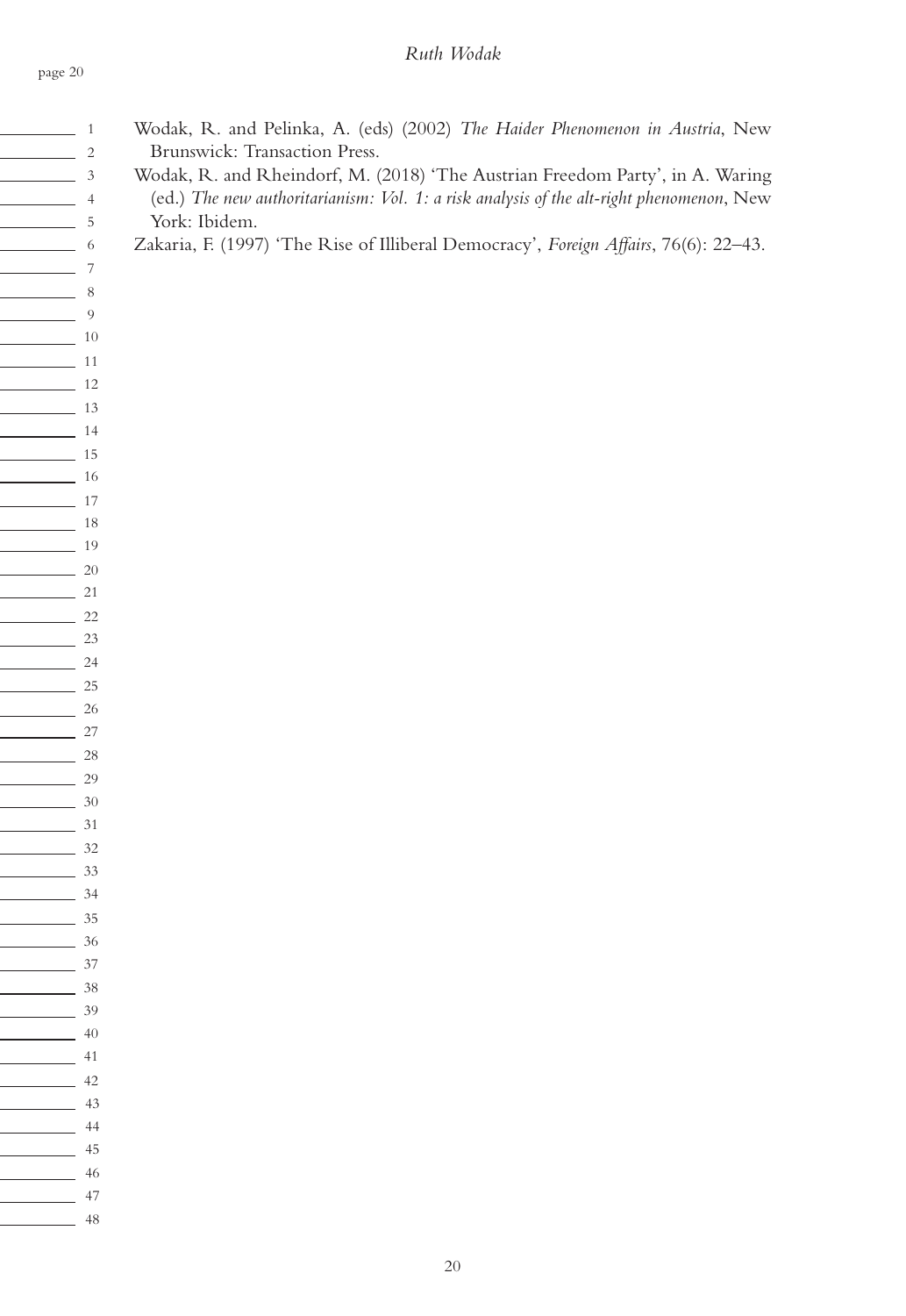Wodak, R. and Pelinka, A. (eds) (2002) *The Haider Phenomenon in Austria*, New Brunswick: Transaction Press.

Wodak, R. and Rheindorf, M. (2018) 'The Austrian Freedom Party', in A. Waring (ed.) *The new authoritarianism: Vol. 1: a risk analysis of the alt-right phenomenon*, New York: Ibidem.

Zakaria, F. (1997) 'The Rise of Illiberal Democracy', *Foreign Affairs*, 76(6): 22–43.